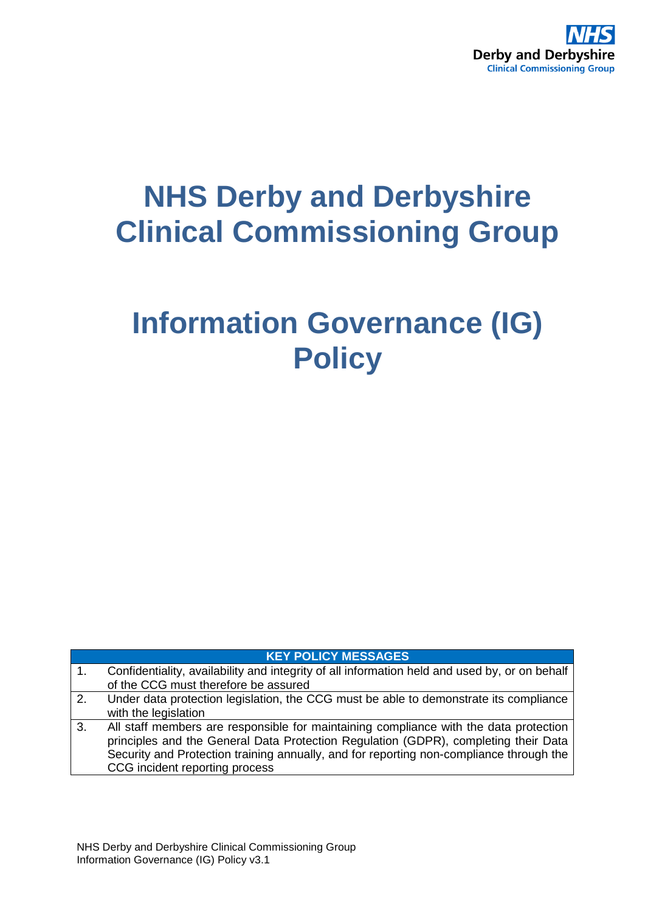NHS
Derby and Derbyshire
Clinical Commissioning Group

# NHS Derby and Derbyshire Clinical Commissioning Group

# Information Governance (IG) Policy

| | KEY POLICY MESSAGES |
|---|---|
| 1. | Confidentiality, availability and integrity of all information held and used by, or on behalf of the CCG must therefore be assured |
| 2. | Under data protection legislation, the CCG must be able to demonstrate its compliance with the legislation |
| 3. | All staff members are responsible for maintaining compliance with the data protection principles and the General Data Protection Regulation (GDPR), completing their Data Security and Protection training annually, and for reporting non-compliance through the CCG incident reporting process |

NHS Derby and Derbyshire Clinical Commissioning Group
Information Governance (IG) Policy v3.1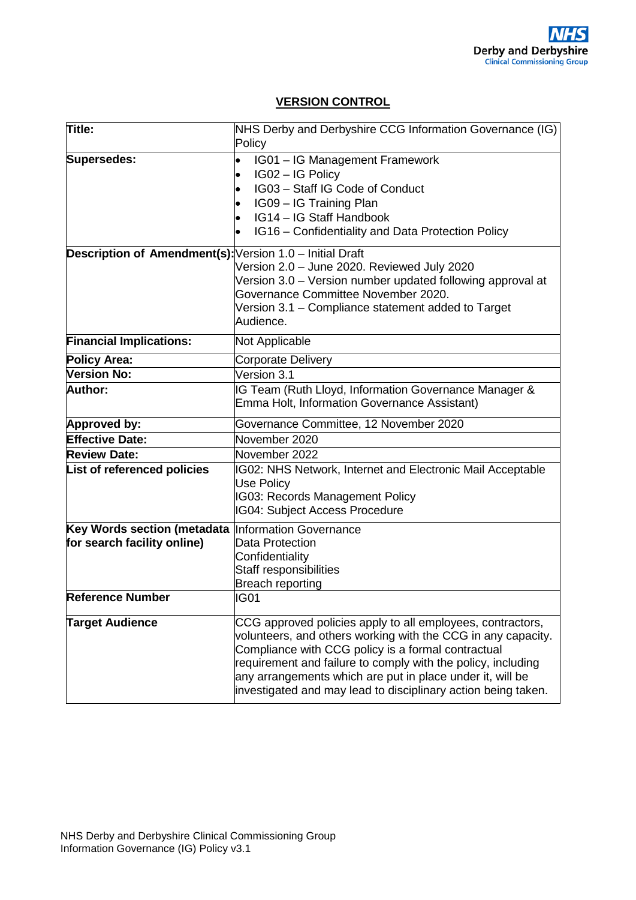## VERSION CONTROL

| | |
|---|---|
| **Title:** | NHS Derby and Derbyshire CCG Information Governance (IG) Policy |
| **Supersedes:** | • IG01 – IG Management Framework<br>• IG02 – IG Policy<br>• IG03 – Staff IG Code of Conduct<br>• IG09 – IG Training Plan<br>• IG14 – IG Staff Handbook<br>• IG16 – Confidentiality and Data Protection Policy |
| **Description of Amendment(s):** | Version 1.0 – Initial Draft<br>Version 2.0 – June 2020. Reviewed July 2020<br>Version 3.0 – Version number updated following approval at Governance Committee November 2020.<br>Version 3.1 – Compliance statement added to Target Audience. |
| **Financial Implications:** | Not Applicable |
| **Policy Area:** | Corporate Delivery |
| **Version No:** | Version 3.1 |
| **Author:** | IG Team (Ruth Lloyd, Information Governance Manager & Emma Holt, Information Governance Assistant) |
| **Approved by:** | Governance Committee, 12 November 2020 |
| **Effective Date:** | November 2020 |
| **Review Date:** | November 2022 |
| **List of referenced policies** | IG02: NHS Network, Internet and Electronic Mail Acceptable Use Policy<br>IG03: Records Management Policy<br>IG04: Subject Access Procedure |
| **Key Words section (metadata for search facility online)** | Information Governance<br>Data Protection<br>Confidentiality<br>Staff responsibilities<br>Breach reporting |
| **Reference Number** | IG01 |
| **Target Audience** | CCG approved policies apply to all employees, contractors, volunteers, and others working with the CCG in any capacity. Compliance with CCG policy is a formal contractual requirement and failure to comply with the policy, including any arrangements which are put in place under it, will be investigated and may lead to disciplinary action being taken. |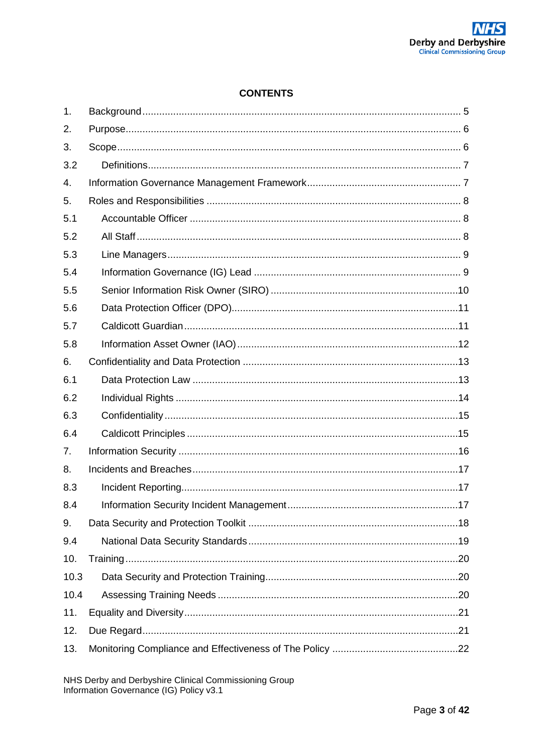**CONTENTS**

| | | |
|---|---|---|
| 1. | Background | 5 |
| 2. | Purpose | 6 |
| 3. | Scope | 6 |
| 3.2 | Definitions | 7 |
| 4. | Information Governance Management Framework | 7 |
| 5. | Roles and Responsibilities | 8 |
| 5.1 | Accountable Officer | 8 |
| 5.2 | All Staff | 8 |
| 5.3 | Line Managers | 9 |
| 5.4 | Information Governance (IG) Lead | 9 |
| 5.5 | Senior Information Risk Owner (SIRO) | 10 |
| 5.6 | Data Protection Officer (DPO) | 11 |
| 5.7 | Caldicott Guardian | 11 |
| 5.8 | Information Asset Owner (IAO) | 12 |
| 6. | Confidentiality and Data Protection | 13 |
| 6.1 | Data Protection Law | 13 |
| 6.2 | Individual Rights | 14 |
| 6.3 | Confidentiality | 15 |
| 6.4 | Caldicott Principles | 15 |
| 7. | Information Security | 16 |
| 8. | Incidents and Breaches | 17 |
| 8.3 | Incident Reporting | 17 |
| 8.4 | Information Security Incident Management | 17 |
| 9. | Data Security and Protection Toolkit | 18 |
| 9.4 | National Data Security Standards | 19 |
| 10. | Training | 20 |
| 10.3 | Data Security and Protection Training | 20 |
| 10.4 | Assessing Training Needs | 20 |
| 11. | Equality and Diversity | 21 |
| 12. | Due Regard | 21 |
| 13. | Monitoring Compliance and Effectiveness of The Policy | 22 |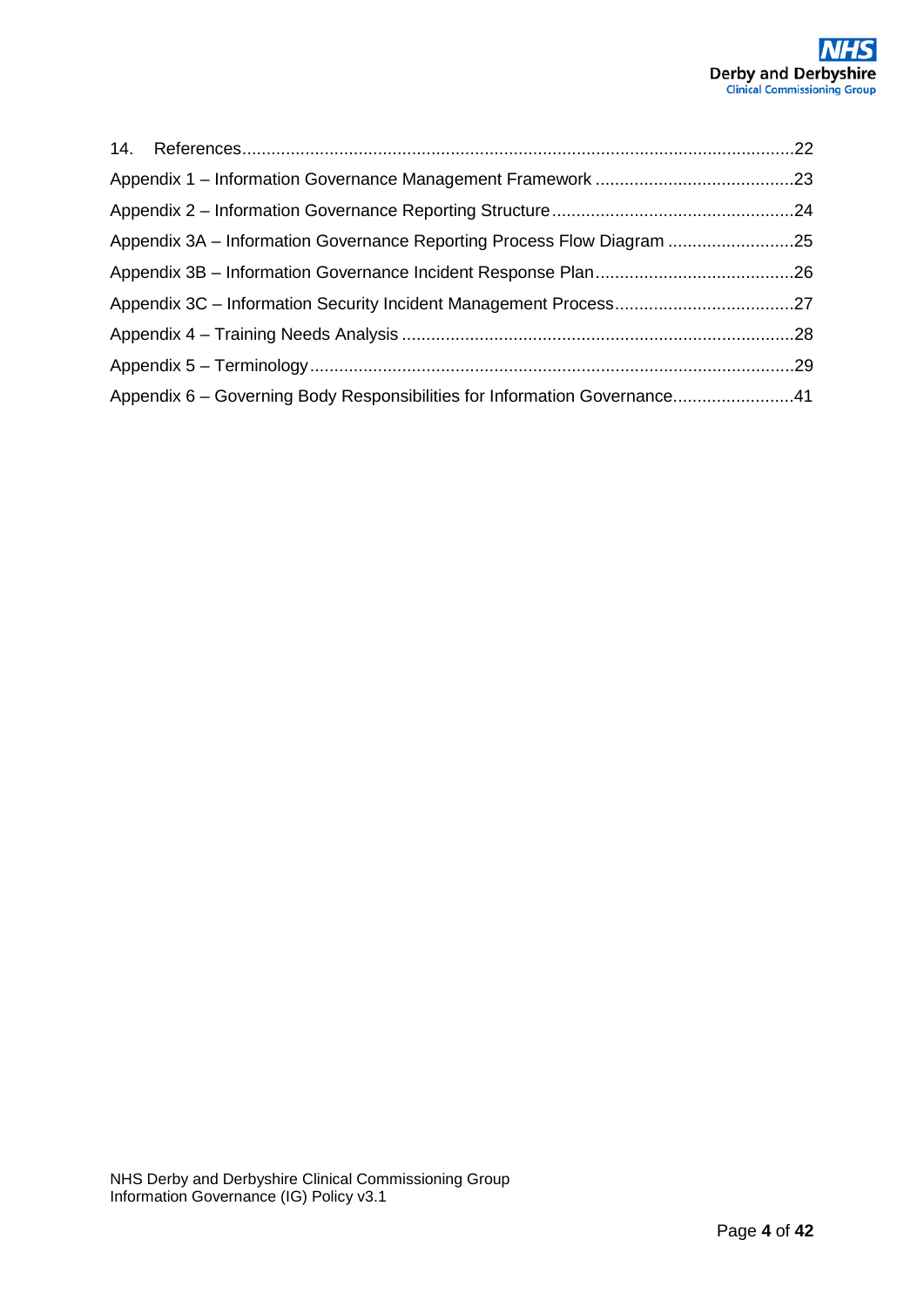14. References........................................................................................................................22

Appendix 1 – Information Governance Management Framework .........................................23

Appendix 2 – Information Governance Reporting Structure..................................................24

Appendix 3A – Information Governance Reporting Process Flow Diagram ..........................25

Appendix 3B – Information Governance Incident Response Plan.........................................26

Appendix 3C – Information Security Incident Management Process.....................................27

Appendix 4 – Training Needs Analysis .................................................................................28

Appendix 5 – Terminology....................................................................................................29

Appendix 6 – Governing Body Responsibilities for Information Governance.........................41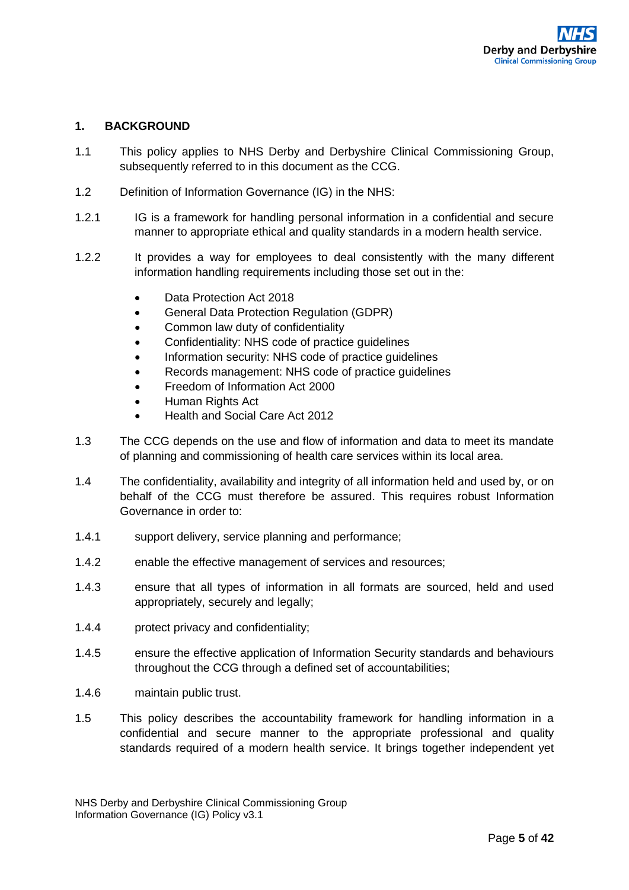## 1. BACKGROUND

1.1 This policy applies to NHS Derby and Derbyshire Clinical Commissioning Group, subsequently referred to in this document as the CCG.

1.2 Definition of Information Governance (IG) in the NHS:

1.2.1 IG is a framework for handling personal information in a confidential and secure manner to appropriate ethical and quality standards in a modern health service.

1.2.2 It provides a way for employees to deal consistently with the many different information handling requirements including those set out in the:

- Data Protection Act 2018
- General Data Protection Regulation (GDPR)
- Common law duty of confidentiality
- Confidentiality: NHS code of practice guidelines
- Information security: NHS code of practice guidelines
- Records management: NHS code of practice guidelines
- Freedom of Information Act 2000
- Human Rights Act
- Health and Social Care Act 2012

1.3 The CCG depends on the use and flow of information and data to meet its mandate of planning and commissioning of health care services within its local area.

1.4 The confidentiality, availability and integrity of all information held and used by, or on behalf of the CCG must therefore be assured. This requires robust Information Governance in order to:

1.4.1 support delivery, service planning and performance;

1.4.2 enable the effective management of services and resources;

1.4.3 ensure that all types of information in all formats are sourced, held and used appropriately, securely and legally;

1.4.4 protect privacy and confidentiality;

1.4.5 ensure the effective application of Information Security standards and behaviours throughout the CCG through a defined set of accountabilities;

1.4.6 maintain public trust.

1.5 This policy describes the accountability framework for handling information in a confidential and secure manner to the appropriate professional and quality standards required of a modern health service. It brings together independent yet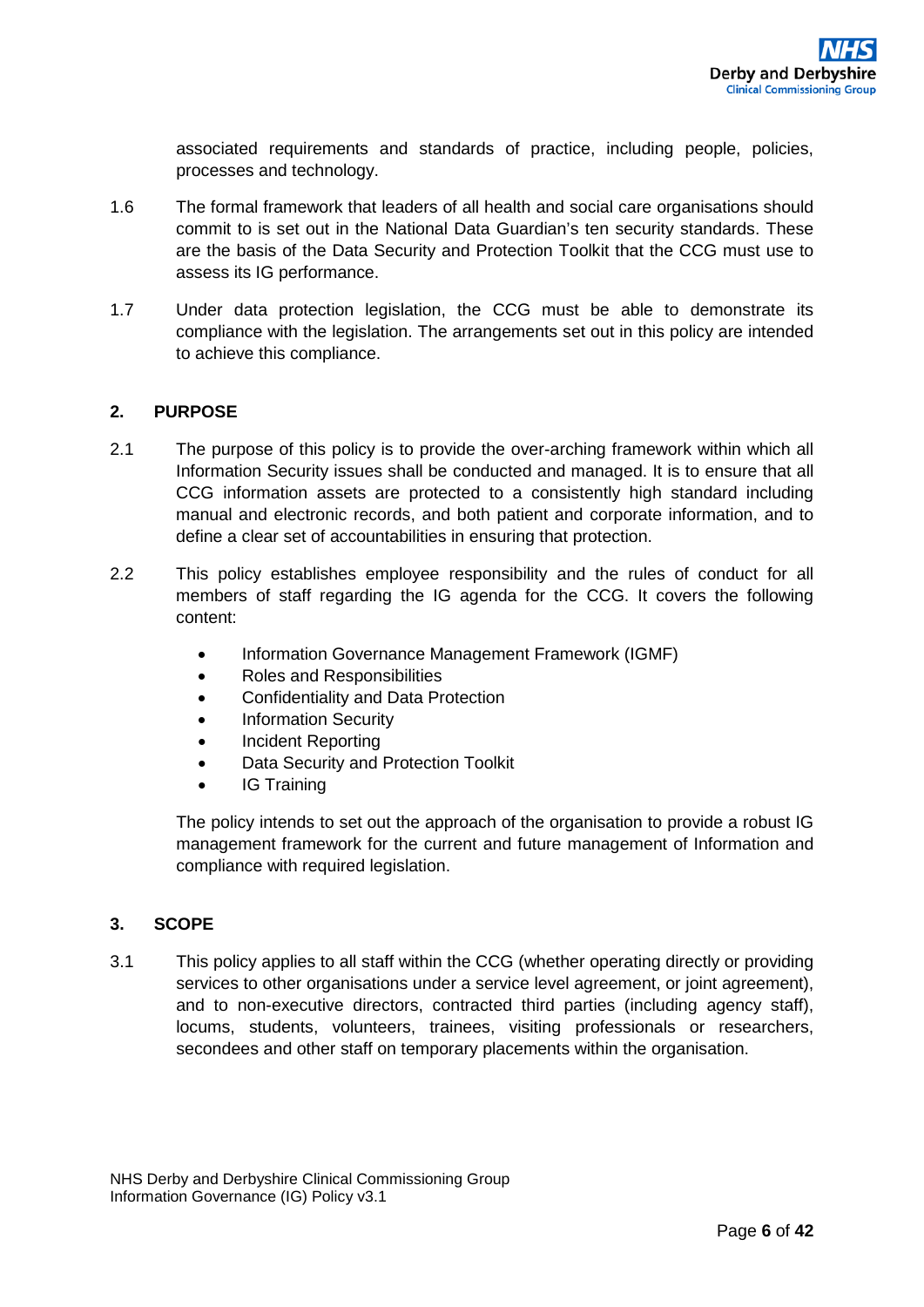associated requirements and standards of practice, including people, policies, processes and technology.

1.6 The formal framework that leaders of all health and social care organisations should commit to is set out in the National Data Guardian's ten security standards. These are the basis of the Data Security and Protection Toolkit that the CCG must use to assess its IG performance.

1.7 Under data protection legislation, the CCG must be able to demonstrate its compliance with the legislation. The arrangements set out in this policy are intended to achieve this compliance.

## 2. PURPOSE

2.1 The purpose of this policy is to provide the over-arching framework within which all Information Security issues shall be conducted and managed. It is to ensure that all CCG information assets are protected to a consistently high standard including manual and electronic records, and both patient and corporate information, and to define a clear set of accountabilities in ensuring that protection.

2.2 This policy establishes employee responsibility and the rules of conduct for all members of staff regarding the IG agenda for the CCG. It covers the following content:

- Information Governance Management Framework (IGMF)
- Roles and Responsibilities
- Confidentiality and Data Protection
- Information Security
- Incident Reporting
- Data Security and Protection Toolkit
- IG Training

The policy intends to set out the approach of the organisation to provide a robust IG management framework for the current and future management of Information and compliance with required legislation.

## 3. SCOPE

3.1 This policy applies to all staff within the CCG (whether operating directly or providing services to other organisations under a service level agreement, or joint agreement), and to non-executive directors, contracted third parties (including agency staff), locums, students, volunteers, trainees, visiting professionals or researchers, secondees and other staff on temporary placements within the organisation.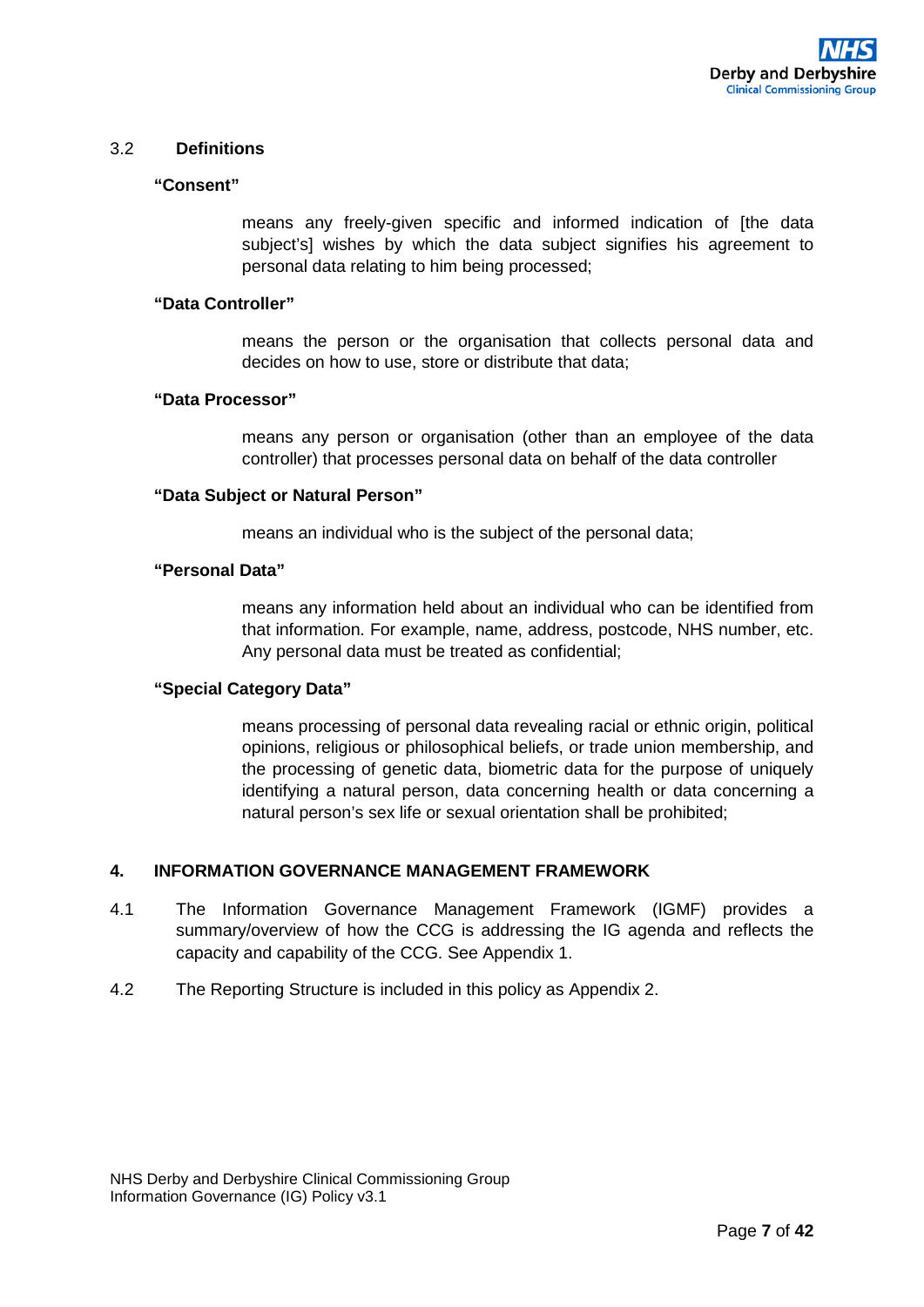### 3.2 Definitions

**"Consent"**

means any freely-given specific and informed indication of [the data subject's] wishes by which the data subject signifies his agreement to personal data relating to him being processed;

**"Data Controller"**

means the person or the organisation that collects personal data and decides on how to use, store or distribute that data;

**"Data Processor"**

means any person or organisation (other than an employee of the data controller) that processes personal data on behalf of the data controller

**"Data Subject or Natural Person"**

means an individual who is the subject of the personal data;

**"Personal Data"**

means any information held about an individual who can be identified from that information. For example, name, address, postcode, NHS number, etc. Any personal data must be treated as confidential;

**"Special Category Data"**

means processing of personal data revealing racial or ethnic origin, political opinions, religious or philosophical beliefs, or trade union membership, and the processing of genetic data, biometric data for the purpose of uniquely identifying a natural person, data concerning health or data concerning a natural person's sex life or sexual orientation shall be prohibited;

## 4. INFORMATION GOVERNANCE MANAGEMENT FRAMEWORK

4.1 The Information Governance Management Framework (IGMF) provides a summary/overview of how the CCG is addressing the IG agenda and reflects the capacity and capability of the CCG. See Appendix 1.

4.2 The Reporting Structure is included in this policy as Appendix 2.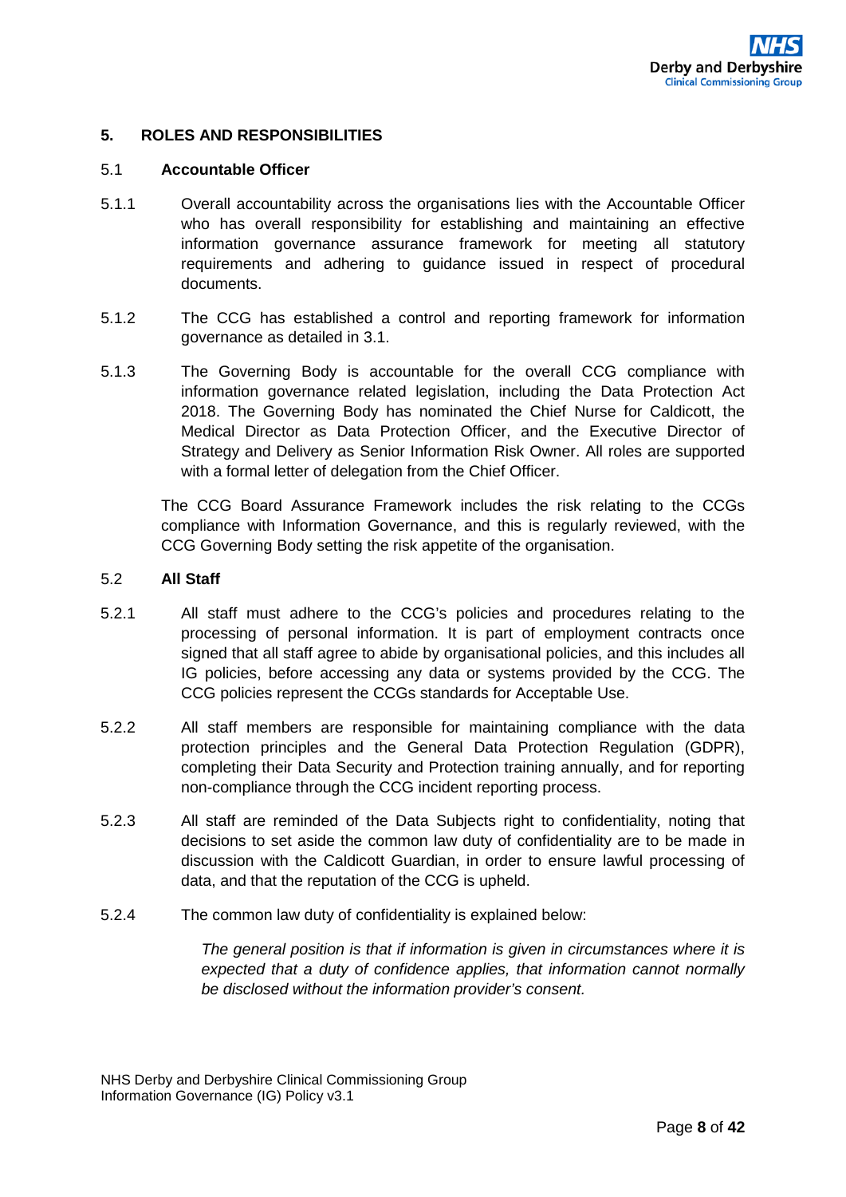## 5. ROLES AND RESPONSIBILITIES

### 5.1 Accountable Officer

5.1.1 Overall accountability across the organisations lies with the Accountable Officer who has overall responsibility for establishing and maintaining an effective information governance assurance framework for meeting all statutory requirements and adhering to guidance issued in respect of procedural documents.

5.1.2 The CCG has established a control and reporting framework for information governance as detailed in 3.1.

5.1.3 The Governing Body is accountable for the overall CCG compliance with information governance related legislation, including the Data Protection Act 2018. The Governing Body has nominated the Chief Nurse for Caldicott, the Medical Director as Data Protection Officer, and the Executive Director of Strategy and Delivery as Senior Information Risk Owner. All roles are supported with a formal letter of delegation from the Chief Officer.

The CCG Board Assurance Framework includes the risk relating to the CCGs compliance with Information Governance, and this is regularly reviewed, with the CCG Governing Body setting the risk appetite of the organisation.

### 5.2 All Staff

5.2.1 All staff must adhere to the CCG's policies and procedures relating to the processing of personal information. It is part of employment contracts once signed that all staff agree to abide by organisational policies, and this includes all IG policies, before accessing any data or systems provided by the CCG. The CCG policies represent the CCGs standards for Acceptable Use.

5.2.2 All staff members are responsible for maintaining compliance with the data protection principles and the General Data Protection Regulation (GDPR), completing their Data Security and Protection training annually, and for reporting non-compliance through the CCG incident reporting process.

5.2.3 All staff are reminded of the Data Subjects right to confidentiality, noting that decisions to set aside the common law duty of confidentiality are to be made in discussion with the Caldicott Guardian, in order to ensure lawful processing of data, and that the reputation of the CCG is upheld.

5.2.4 The common law duty of confidentiality is explained below:

*The general position is that if information is given in circumstances where it is expected that a duty of confidence applies, that information cannot normally be disclosed without the information provider's consent.*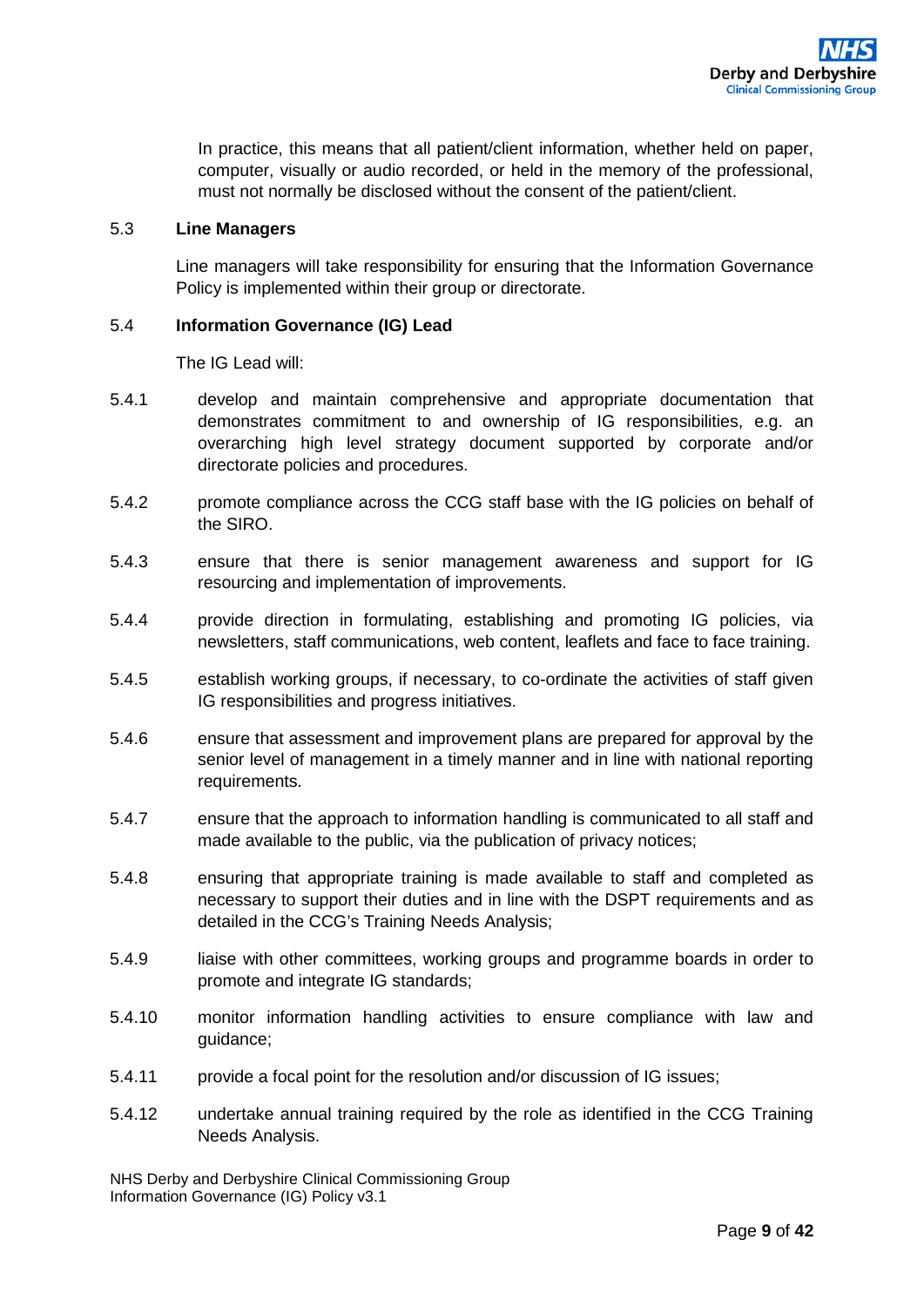In practice, this means that all patient/client information, whether held on paper, computer, visually or audio recorded, or held in the memory of the professional, must not normally be disclosed without the consent of the patient/client.

### 5.3 Line Managers

Line managers will take responsibility for ensuring that the Information Governance Policy is implemented within their group or directorate.

### 5.4 Information Governance (IG) Lead

The IG Lead will:

5.4.1 develop and maintain comprehensive and appropriate documentation that demonstrates commitment to and ownership of IG responsibilities, e.g. an overarching high level strategy document supported by corporate and/or directorate policies and procedures.

5.4.2 promote compliance across the CCG staff base with the IG policies on behalf of the SIRO.

5.4.3 ensure that there is senior management awareness and support for IG resourcing and implementation of improvements.

5.4.4 provide direction in formulating, establishing and promoting IG policies, via newsletters, staff communications, web content, leaflets and face to face training.

5.4.5 establish working groups, if necessary, to co-ordinate the activities of staff given IG responsibilities and progress initiatives.

5.4.6 ensure that assessment and improvement plans are prepared for approval by the senior level of management in a timely manner and in line with national reporting requirements.

5.4.7 ensure that the approach to information handling is communicated to all staff and made available to the public, via the publication of privacy notices;

5.4.8 ensuring that appropriate training is made available to staff and completed as necessary to support their duties and in line with the DSPT requirements and as detailed in the CCG's Training Needs Analysis;

5.4.9 liaise with other committees, working groups and programme boards in order to promote and integrate IG standards;

5.4.10 monitor information handling activities to ensure compliance with law and guidance;

5.4.11 provide a focal point for the resolution and/or discussion of IG issues;

5.4.12 undertake annual training required by the role as identified in the CCG Training Needs Analysis.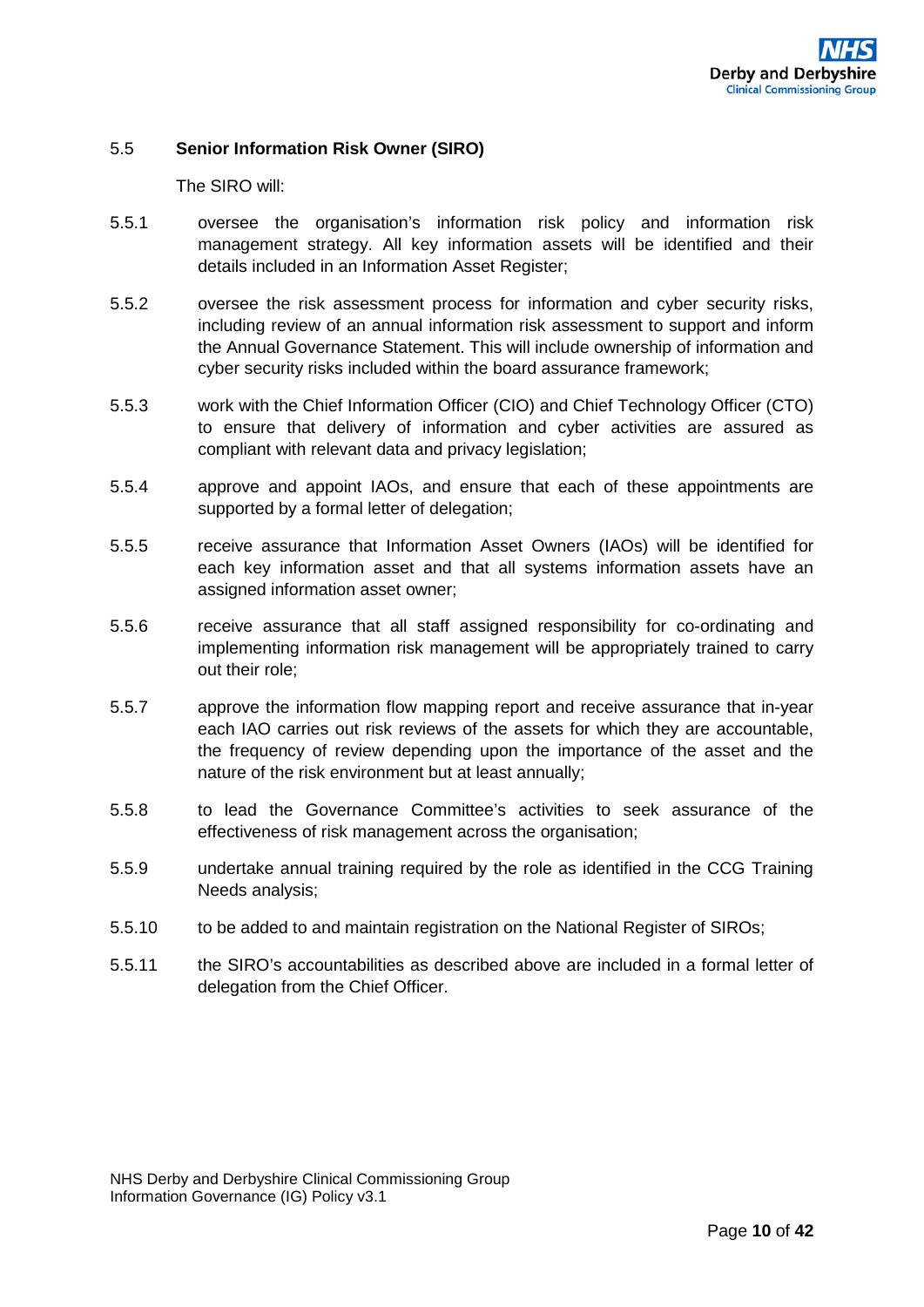### 5.5 **Senior Information Risk Owner (SIRO)**

The SIRO will:

5.5.1 oversee the organisation's information risk policy and information risk management strategy. All key information assets will be identified and their details included in an Information Asset Register;

5.5.2 oversee the risk assessment process for information and cyber security risks, including review of an annual information risk assessment to support and inform the Annual Governance Statement. This will include ownership of information and cyber security risks included within the board assurance framework;

5.5.3 work with the Chief Information Officer (CIO) and Chief Technology Officer (CTO) to ensure that delivery of information and cyber activities are assured as compliant with relevant data and privacy legislation;

5.5.4 approve and appoint IAOs, and ensure that each of these appointments are supported by a formal letter of delegation;

5.5.5 receive assurance that Information Asset Owners (IAOs) will be identified for each key information asset and that all systems information assets have an assigned information asset owner;

5.5.6 receive assurance that all staff assigned responsibility for co-ordinating and implementing information risk management will be appropriately trained to carry out their role;

5.5.7 approve the information flow mapping report and receive assurance that in-year each IAO carries out risk reviews of the assets for which they are accountable, the frequency of review depending upon the importance of the asset and the nature of the risk environment but at least annually;

5.5.8 to lead the Governance Committee's activities to seek assurance of the effectiveness of risk management across the organisation;

5.5.9 undertake annual training required by the role as identified in the CCG Training Needs analysis;

5.5.10 to be added to and maintain registration on the National Register of SIROs;

5.5.11 the SIRO's accountabilities as described above are included in a formal letter of delegation from the Chief Officer.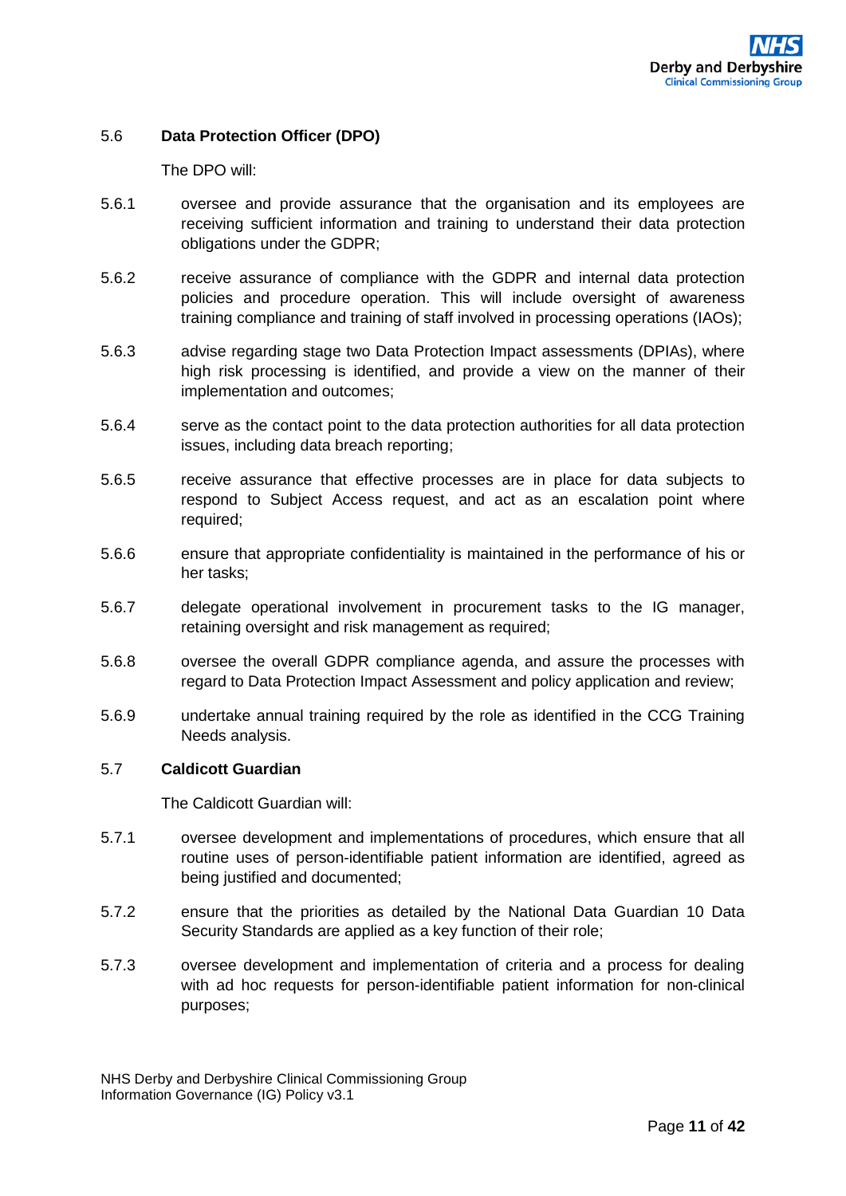## 5.6 Data Protection Officer (DPO)

The DPO will:

5.6.1 oversee and provide assurance that the organisation and its employees are receiving sufficient information and training to understand their data protection obligations under the GDPR;

5.6.2 receive assurance of compliance with the GDPR and internal data protection policies and procedure operation. This will include oversight of awareness training compliance and training of staff involved in processing operations (IAOs);

5.6.3 advise regarding stage two Data Protection Impact assessments (DPIAs), where high risk processing is identified, and provide a view on the manner of their implementation and outcomes;

5.6.4 serve as the contact point to the data protection authorities for all data protection issues, including data breach reporting;

5.6.5 receive assurance that effective processes are in place for data subjects to respond to Subject Access request, and act as an escalation point where required;

5.6.6 ensure that appropriate confidentiality is maintained in the performance of his or her tasks;

5.6.7 delegate operational involvement in procurement tasks to the IG manager, retaining oversight and risk management as required;

5.6.8 oversee the overall GDPR compliance agenda, and assure the processes with regard to Data Protection Impact Assessment and policy application and review;

5.6.9 undertake annual training required by the role as identified in the CCG Training Needs analysis.

## 5.7 Caldicott Guardian

The Caldicott Guardian will:

5.7.1 oversee development and implementations of procedures, which ensure that all routine uses of person-identifiable patient information are identified, agreed as being justified and documented;

5.7.2 ensure that the priorities as detailed by the National Data Guardian 10 Data Security Standards are applied as a key function of their role;

5.7.3 oversee development and implementation of criteria and a process for dealing with ad hoc requests for person-identifiable patient information for non-clinical purposes;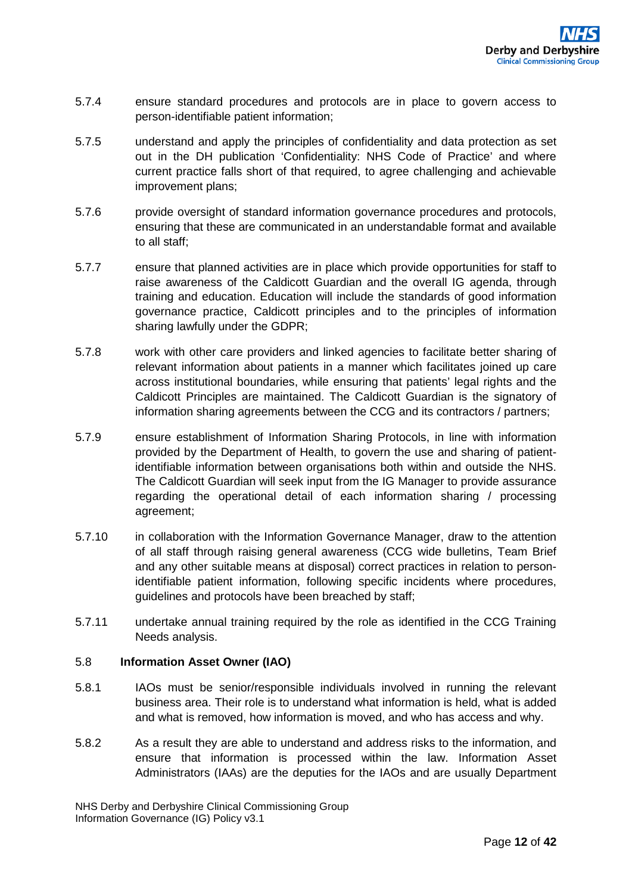5.7.4 ensure standard procedures and protocols are in place to govern access to person-identifiable patient information;

5.7.5 understand and apply the principles of confidentiality and data protection as set out in the DH publication 'Confidentiality: NHS Code of Practice' and where current practice falls short of that required, to agree challenging and achievable improvement plans;

5.7.6 provide oversight of standard information governance procedures and protocols, ensuring that these are communicated in an understandable format and available to all staff;

5.7.7 ensure that planned activities are in place which provide opportunities for staff to raise awareness of the Caldicott Guardian and the overall IG agenda, through training and education. Education will include the standards of good information governance practice, Caldicott principles and to the principles of information sharing lawfully under the GDPR;

5.7.8 work with other care providers and linked agencies to facilitate better sharing of relevant information about patients in a manner which facilitates joined up care across institutional boundaries, while ensuring that patients' legal rights and the Caldicott Principles are maintained. The Caldicott Guardian is the signatory of information sharing agreements between the CCG and its contractors / partners;

5.7.9 ensure establishment of Information Sharing Protocols, in line with information provided by the Department of Health, to govern the use and sharing of patient-identifiable information between organisations both within and outside the NHS. The Caldicott Guardian will seek input from the IG Manager to provide assurance regarding the operational detail of each information sharing / processing agreement;

5.7.10 in collaboration with the Information Governance Manager, draw to the attention of all staff through raising general awareness (CCG wide bulletins, Team Brief and any other suitable means at disposal) correct practices in relation to person-identifiable patient information, following specific incidents where procedures, guidelines and protocols have been breached by staff;

5.7.11 undertake annual training required by the role as identified in the CCG Training Needs analysis.

### 5.8 Information Asset Owner (IAO)

5.8.1 IAOs must be senior/responsible individuals involved in running the relevant business area. Their role is to understand what information is held, what is added and what is removed, how information is moved, and who has access and why.

5.8.2 As a result they are able to understand and address risks to the information, and ensure that information is processed within the law. Information Asset Administrators (IAAs) are the deputies for the IAOs and are usually Department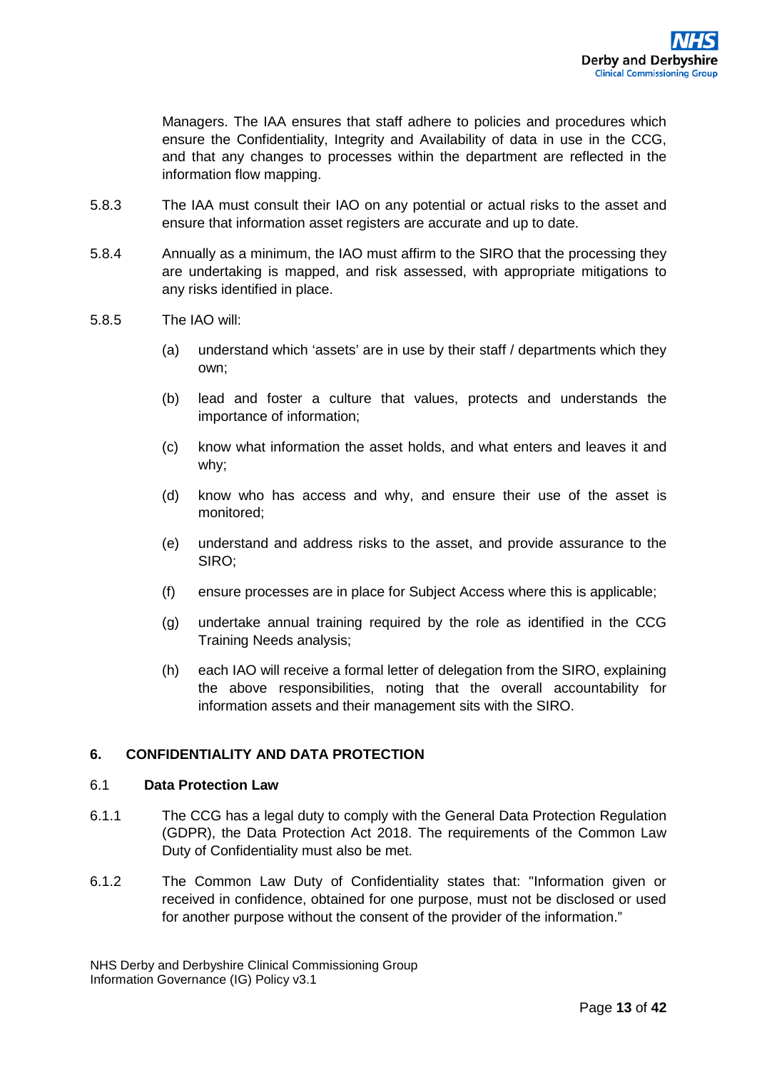Managers. The IAA ensures that staff adhere to policies and procedures which ensure the Confidentiality, Integrity and Availability of data in use in the CCG, and that any changes to processes within the department are reflected in the information flow mapping.

5.8.3 The IAA must consult their IAO on any potential or actual risks to the asset and ensure that information asset registers are accurate and up to date.

5.8.4 Annually as a minimum, the IAO must affirm to the SIRO that the processing they are undertaking is mapped, and risk assessed, with appropriate mitigations to any risks identified in place.

5.8.5 The IAO will:

(a) understand which 'assets' are in use by their staff / departments which they own;

(b) lead and foster a culture that values, protects and understands the importance of information;

(c) know what information the asset holds, and what enters and leaves it and why;

(d) know who has access and why, and ensure their use of the asset is monitored;

(e) understand and address risks to the asset, and provide assurance to the SIRO;

(f) ensure processes are in place for Subject Access where this is applicable;

(g) undertake annual training required by the role as identified in the CCG Training Needs analysis;

(h) each IAO will receive a formal letter of delegation from the SIRO, explaining the above responsibilities, noting that the overall accountability for information assets and their management sits with the SIRO.

## 6. CONFIDENTIALITY AND DATA PROTECTION

### 6.1 Data Protection Law

6.1.1 The CCG has a legal duty to comply with the General Data Protection Regulation (GDPR), the Data Protection Act 2018. The requirements of the Common Law Duty of Confidentiality must also be met.

6.1.2 The Common Law Duty of Confidentiality states that: "Information given or received in confidence, obtained for one purpose, must not be disclosed or used for another purpose without the consent of the provider of the information."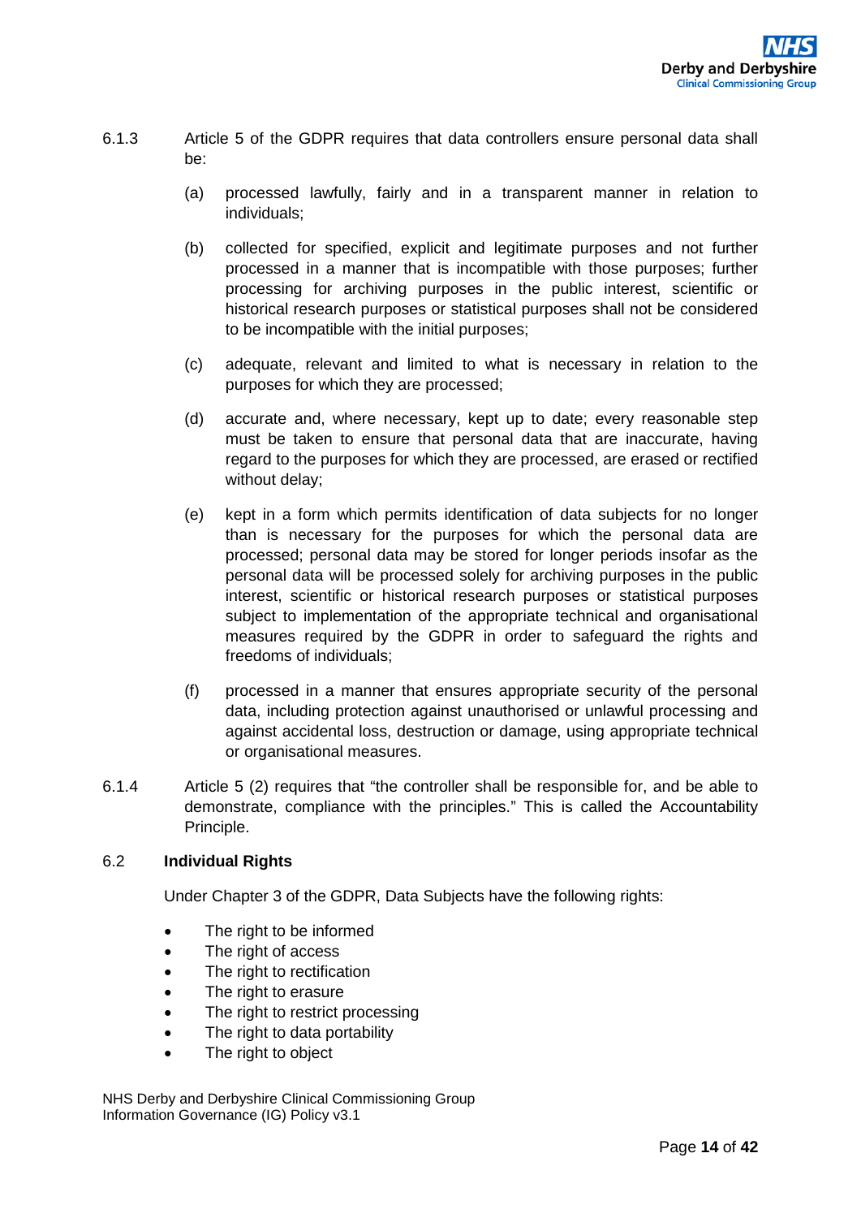6.1.3 Article 5 of the GDPR requires that data controllers ensure personal data shall be:

(a) processed lawfully, fairly and in a transparent manner in relation to individuals;

(b) collected for specified, explicit and legitimate purposes and not further processed in a manner that is incompatible with those purposes; further processing for archiving purposes in the public interest, scientific or historical research purposes or statistical purposes shall not be considered to be incompatible with the initial purposes;

(c) adequate, relevant and limited to what is necessary in relation to the purposes for which they are processed;

(d) accurate and, where necessary, kept up to date; every reasonable step must be taken to ensure that personal data that are inaccurate, having regard to the purposes for which they are processed, are erased or rectified without delay;

(e) kept in a form which permits identification of data subjects for no longer than is necessary for the purposes for which the personal data are processed; personal data may be stored for longer periods insofar as the personal data will be processed solely for archiving purposes in the public interest, scientific or historical research purposes or statistical purposes subject to implementation of the appropriate technical and organisational measures required by the GDPR in order to safeguard the rights and freedoms of individuals;

(f) processed in a manner that ensures appropriate security of the personal data, including protection against unauthorised or unlawful processing and against accidental loss, destruction or damage, using appropriate technical or organisational measures.

6.1.4 Article 5 (2) requires that "the controller shall be responsible for, and be able to demonstrate, compliance with the principles." This is called the Accountability Principle.

### 6.2 Individual Rights

Under Chapter 3 of the GDPR, Data Subjects have the following rights:

- The right to be informed
- The right of access
- The right to rectification
- The right to erasure
- The right to restrict processing
- The right to data portability
- The right to object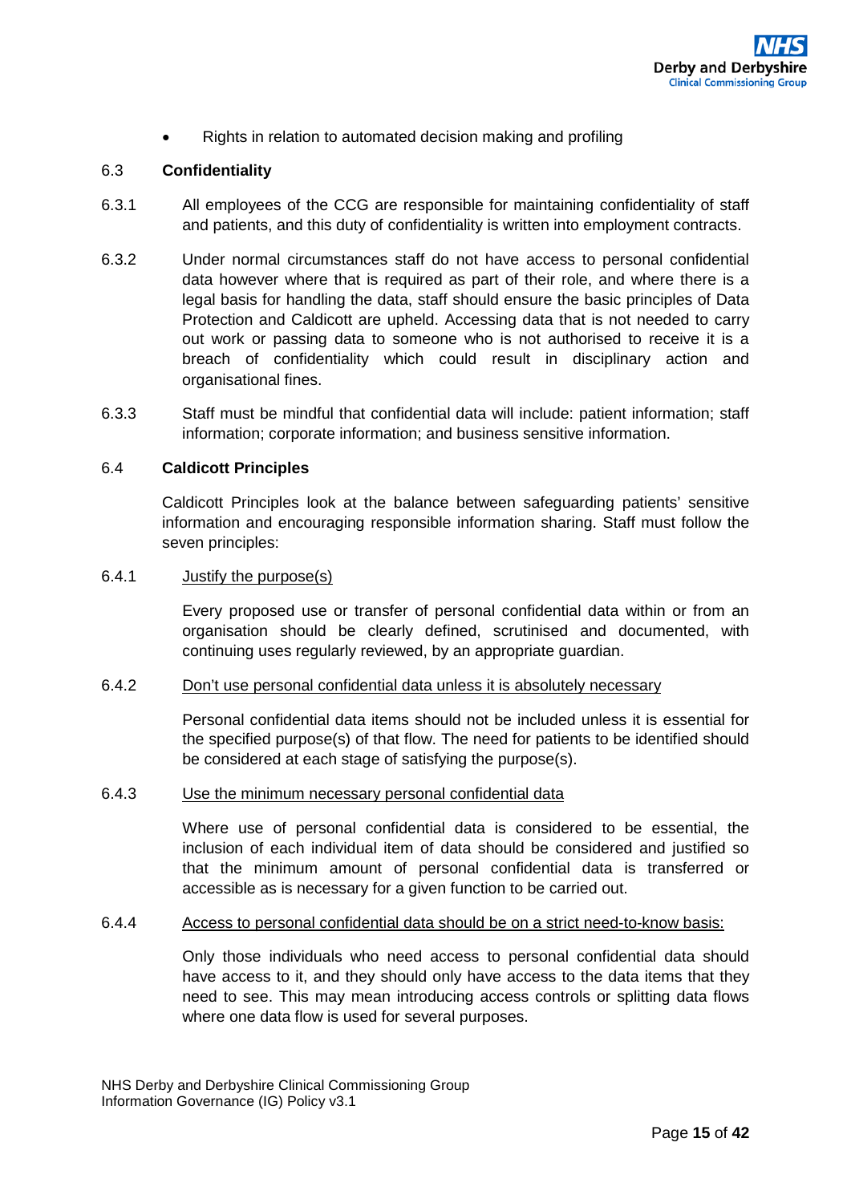- Rights in relation to automated decision making and profiling

### 6.3 Confidentiality

6.3.1 All employees of the CCG are responsible for maintaining confidentiality of staff and patients, and this duty of confidentiality is written into employment contracts.

6.3.2 Under normal circumstances staff do not have access to personal confidential data however where that is required as part of their role, and where there is a legal basis for handling the data, staff should ensure the basic principles of Data Protection and Caldicott are upheld. Accessing data that is not needed to carry out work or passing data to someone who is not authorised to receive it is a breach of confidentiality which could result in disciplinary action and organisational fines.

6.3.3 Staff must be mindful that confidential data will include: patient information; staff information; corporate information; and business sensitive information.

### 6.4 Caldicott Principles

Caldicott Principles look at the balance between safeguarding patients' sensitive information and encouraging responsible information sharing. Staff must follow the seven principles:

6.4.1 <u>Justify the purpose(s)</u>

Every proposed use or transfer of personal confidential data within or from an organisation should be clearly defined, scrutinised and documented, with continuing uses regularly reviewed, by an appropriate guardian.

6.4.2 <u>Don't use personal confidential data unless it is absolutely necessary</u>

Personal confidential data items should not be included unless it is essential for the specified purpose(s) of that flow. The need for patients to be identified should be considered at each stage of satisfying the purpose(s).

6.4.3 <u>Use the minimum necessary personal confidential data</u>

Where use of personal confidential data is considered to be essential, the inclusion of each individual item of data should be considered and justified so that the minimum amount of personal confidential data is transferred or accessible as is necessary for a given function to be carried out.

6.4.4 <u>Access to personal confidential data should be on a strict need-to-know basis:</u>

Only those individuals who need access to personal confidential data should have access to it, and they should only have access to the data items that they need to see. This may mean introducing access controls or splitting data flows where one data flow is used for several purposes.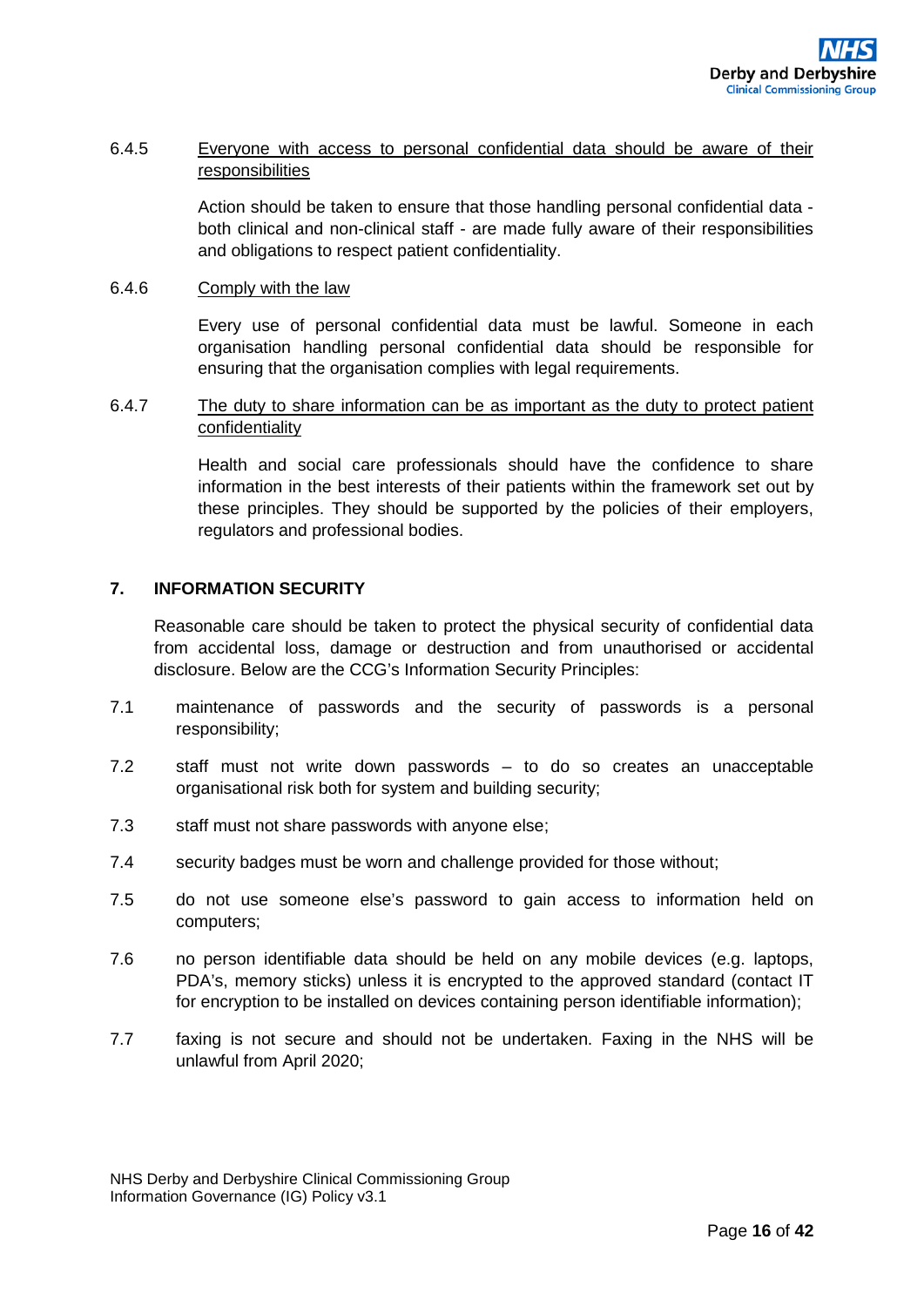6.4.5 Everyone with access to personal confidential data should be aware of their responsibilities

Action should be taken to ensure that those handling personal confidential data - both clinical and non-clinical staff - are made fully aware of their responsibilities and obligations to respect patient confidentiality.

6.4.6 Comply with the law

Every use of personal confidential data must be lawful. Someone in each organisation handling personal confidential data should be responsible for ensuring that the organisation complies with legal requirements.

6.4.7 The duty to share information can be as important as the duty to protect patient confidentiality

Health and social care professionals should have the confidence to share information in the best interests of their patients within the framework set out by these principles. They should be supported by the policies of their employers, regulators and professional bodies.

## 7. INFORMATION SECURITY

Reasonable care should be taken to protect the physical security of confidential data from accidental loss, damage or destruction and from unauthorised or accidental disclosure. Below are the CCG's Information Security Principles:

7.1 maintenance of passwords and the security of passwords is a personal responsibility;

7.2 staff must not write down passwords – to do so creates an unacceptable organisational risk both for system and building security;

7.3 staff must not share passwords with anyone else;

7.4 security badges must be worn and challenge provided for those without;

7.5 do not use someone else's password to gain access to information held on computers;

7.6 no person identifiable data should be held on any mobile devices (e.g. laptops, PDA's, memory sticks) unless it is encrypted to the approved standard (contact IT for encryption to be installed on devices containing person identifiable information);

7.7 faxing is not secure and should not be undertaken. Faxing in the NHS will be unlawful from April 2020;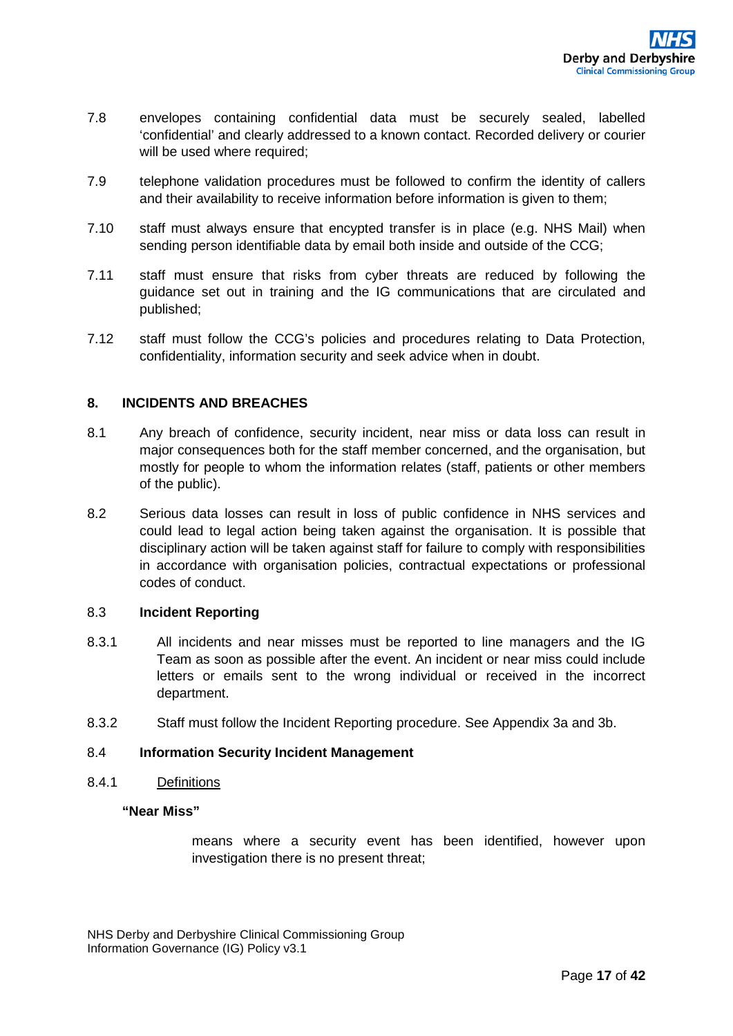7.8 envelopes containing confidential data must be securely sealed, labelled 'confidential' and clearly addressed to a known contact. Recorded delivery or courier will be used where required;

7.9 telephone validation procedures must be followed to confirm the identity of callers and their availability to receive information before information is given to them;

7.10 staff must always ensure that encypted transfer is in place (e.g. NHS Mail) when sending person identifiable data by email both inside and outside of the CCG;

7.11 staff must ensure that risks from cyber threats are reduced by following the guidance set out in training and the IG communications that are circulated and published;

7.12 staff must follow the CCG's policies and procedures relating to Data Protection, confidentiality, information security and seek advice when in doubt.

## 8. INCIDENTS AND BREACHES

8.1 Any breach of confidence, security incident, near miss or data loss can result in major consequences both for the staff member concerned, and the organisation, but mostly for people to whom the information relates (staff, patients or other members of the public).

8.2 Serious data losses can result in loss of public confidence in NHS services and could lead to legal action being taken against the organisation. It is possible that disciplinary action will be taken against staff for failure to comply with responsibilities in accordance with organisation policies, contractual expectations or professional codes of conduct.

### 8.3 Incident Reporting

8.3.1 All incidents and near misses must be reported to line managers and the IG Team as soon as possible after the event. An incident or near miss could include letters or emails sent to the wrong individual or received in the incorrect department.

8.3.2 Staff must follow the Incident Reporting procedure. See Appendix 3a and 3b.

### 8.4 Information Security Incident Management

8.4.1 Definitions

**"Near Miss"**

means where a security event has been identified, however upon investigation there is no present threat;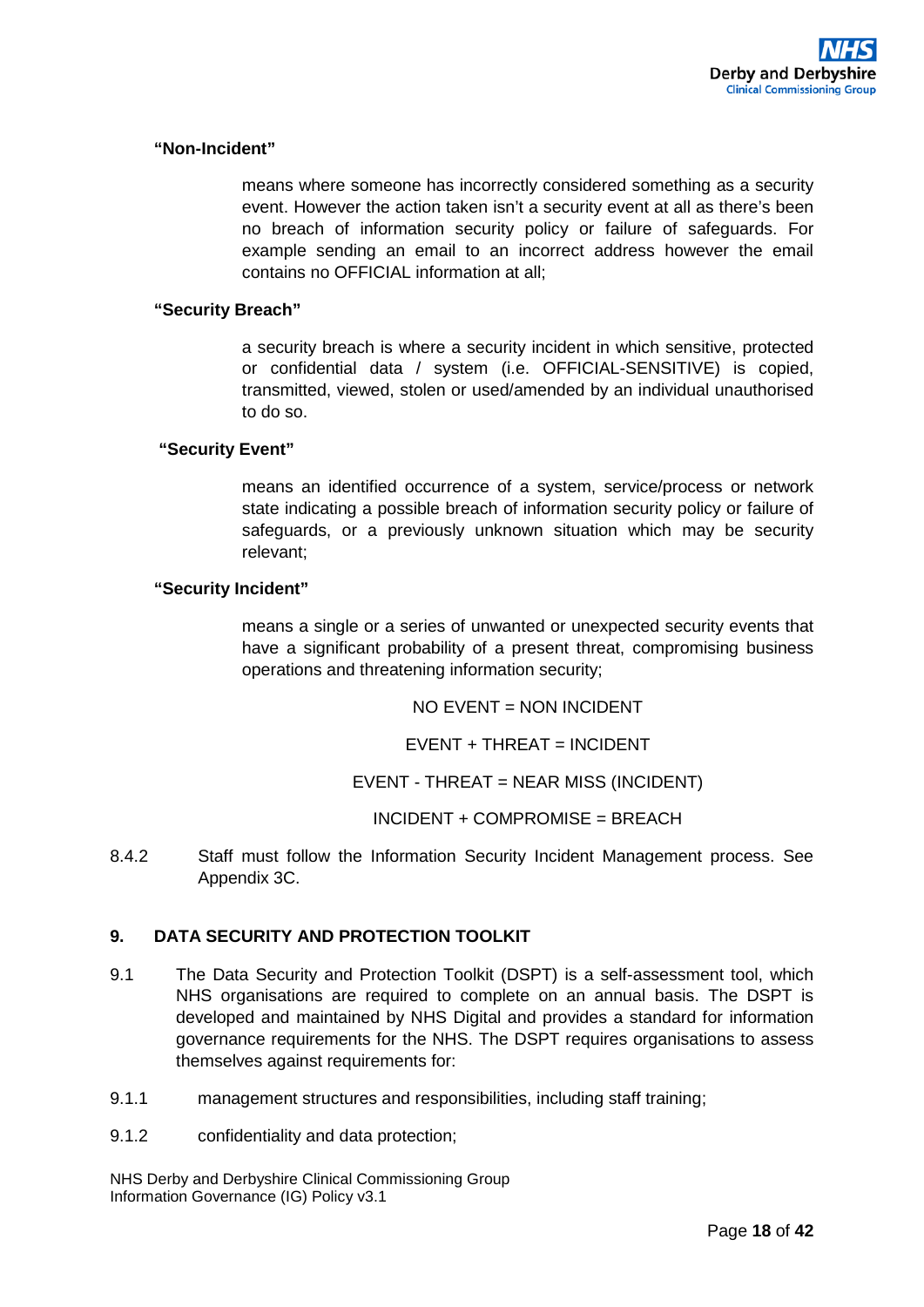**"Non-Incident"**

means where someone has incorrectly considered something as a security event. However the action taken isn't a security event at all as there's been no breach of information security policy or failure of safeguards. For example sending an email to an incorrect address however the email contains no OFFICIAL information at all;

**"Security Breach"**

a security breach is where a security incident in which sensitive, protected or confidential data / system (i.e. OFFICIAL-SENSITIVE) is copied, transmitted, viewed, stolen or used/amended by an individual unauthorised to do so.

**"Security Event"**

means an identified occurrence of a system, service/process or network state indicating a possible breach of information security policy or failure of safeguards, or a previously unknown situation which may be security relevant;

**"Security Incident"**

means a single or a series of unwanted or unexpected security events that have a significant probability of a present threat, compromising business operations and threatening information security;

NO EVENT = NON INCIDENT

EVENT + THREAT = INCIDENT

EVENT - THREAT = NEAR MISS (INCIDENT)

INCIDENT + COMPROMISE = BREACH

8.4.2 Staff must follow the Information Security Incident Management process. See Appendix 3C.

## 9. DATA SECURITY AND PROTECTION TOOLKIT

9.1 The Data Security and Protection Toolkit (DSPT) is a self-assessment tool, which NHS organisations are required to complete on an annual basis. The DSPT is developed and maintained by NHS Digital and provides a standard for information governance requirements for the NHS. The DSPT requires organisations to assess themselves against requirements for:

9.1.1 management structures and responsibilities, including staff training;

9.1.2 confidentiality and data protection;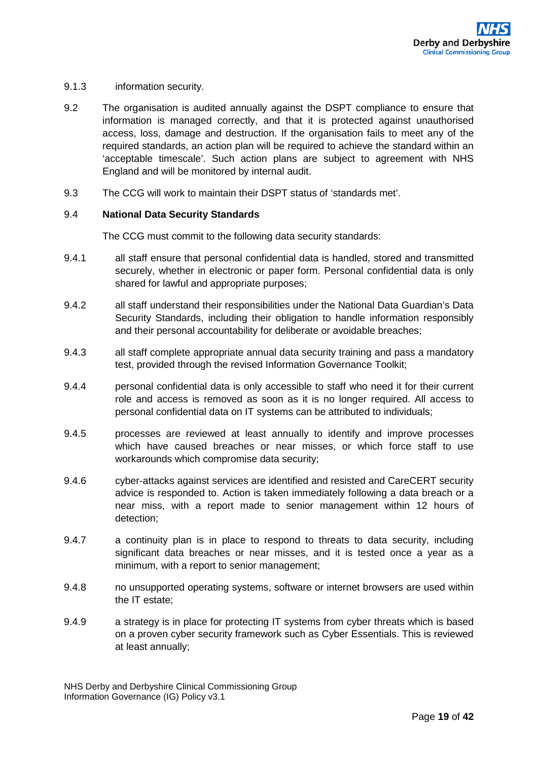9.1.3 information security.

9.2 The organisation is audited annually against the DSPT compliance to ensure that information is managed correctly, and that it is protected against unauthorised access, loss, damage and destruction. If the organisation fails to meet any of the required standards, an action plan will be required to achieve the standard within an 'acceptable timescale'. Such action plans are subject to agreement with NHS England and will be monitored by internal audit.

9.3 The CCG will work to maintain their DSPT status of 'standards met'.

9.4 **National Data Security Standards**

The CCG must commit to the following data security standards:

9.4.1 all staff ensure that personal confidential data is handled, stored and transmitted securely, whether in electronic or paper form. Personal confidential data is only shared for lawful and appropriate purposes;

9.4.2 all staff understand their responsibilities under the National Data Guardian's Data Security Standards, including their obligation to handle information responsibly and their personal accountability for deliberate or avoidable breaches;

9.4.3 all staff complete appropriate annual data security training and pass a mandatory test, provided through the revised Information Governance Toolkit;

9.4.4 personal confidential data is only accessible to staff who need it for their current role and access is removed as soon as it is no longer required. All access to personal confidential data on IT systems can be attributed to individuals;

9.4.5 processes are reviewed at least annually to identify and improve processes which have caused breaches or near misses, or which force staff to use workarounds which compromise data security;

9.4.6 cyber-attacks against services are identified and resisted and CareCERT security advice is responded to. Action is taken immediately following a data breach or a near miss, with a report made to senior management within 12 hours of detection;

9.4.7 a continuity plan is in place to respond to threats to data security, including significant data breaches or near misses, and it is tested once a year as a minimum, with a report to senior management;

9.4.8 no unsupported operating systems, software or internet browsers are used within the IT estate;

9.4.9 a strategy is in place for protecting IT systems from cyber threats which is based on a proven cyber security framework such as Cyber Essentials. This is reviewed at least annually;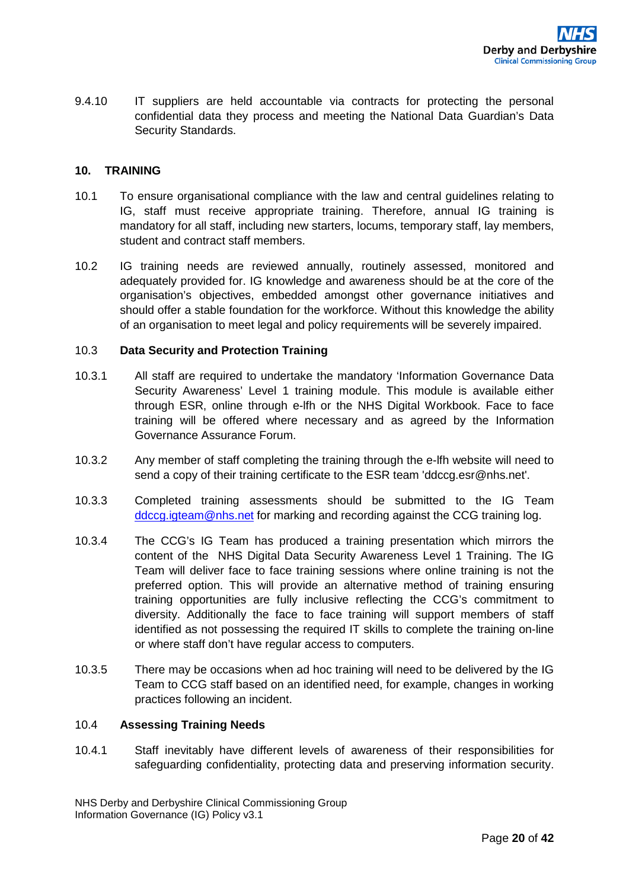9.4.10 IT suppliers are held accountable via contracts for protecting the personal confidential data they process and meeting the National Data Guardian's Data Security Standards.

## 10. TRAINING

10.1 To ensure organisational compliance with the law and central guidelines relating to IG, staff must receive appropriate training. Therefore, annual IG training is mandatory for all staff, including new starters, locums, temporary staff, lay members, student and contract staff members.

10.2 IG training needs are reviewed annually, routinely assessed, monitored and adequately provided for. IG knowledge and awareness should be at the core of the organisation's objectives, embedded amongst other governance initiatives and should offer a stable foundation for the workforce. Without this knowledge the ability of an organisation to meet legal and policy requirements will be severely impaired.

### 10.3 Data Security and Protection Training

10.3.1 All staff are required to undertake the mandatory 'Information Governance Data Security Awareness' Level 1 training module. This module is available either through ESR, online through e-lfh or the NHS Digital Workbook. Face to face training will be offered where necessary and as agreed by the Information Governance Assurance Forum.

10.3.2 Any member of staff completing the training through the e-lfh website will need to send a copy of their training certificate to the ESR team 'ddccg.esr@nhs.net'.

10.3.3 Completed training assessments should be submitted to the IG Team ddccg.igteam@nhs.net for marking and recording against the CCG training log.

10.3.4 The CCG's IG Team has produced a training presentation which mirrors the content of the NHS Digital Data Security Awareness Level 1 Training. The IG Team will deliver face to face training sessions where online training is not the preferred option. This will provide an alternative method of training ensuring training opportunities are fully inclusive reflecting the CCG's commitment to diversity. Additionally the face to face training will support members of staff identified as not possessing the required IT skills to complete the training on-line or where staff don't have regular access to computers.

10.3.5 There may be occasions when ad hoc training will need to be delivered by the IG Team to CCG staff based on an identified need, for example, changes in working practices following an incident.

### 10.4 Assessing Training Needs

10.4.1 Staff inevitably have different levels of awareness of their responsibilities for safeguarding confidentiality, protecting data and preserving information security.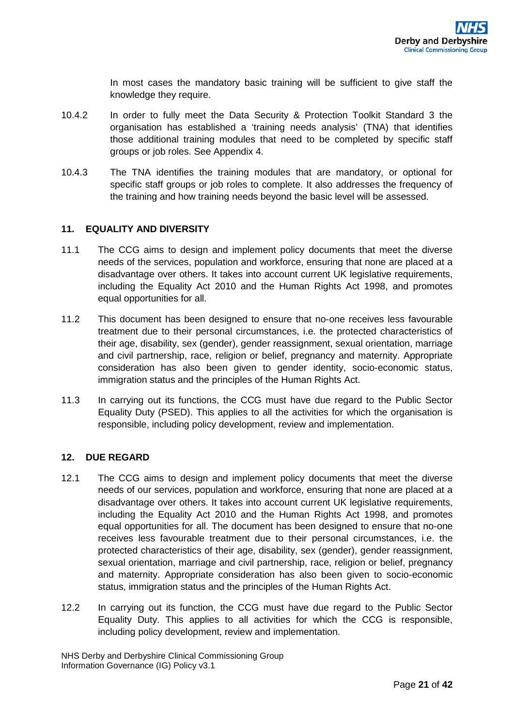In most cases the mandatory basic training will be sufficient to give staff the knowledge they require.

10.4.2 In order to fully meet the Data Security & Protection Toolkit Standard 3 the organisation has established a 'training needs analysis' (TNA) that identifies those additional training modules that need to be completed by specific staff groups or job roles. See Appendix 4.

10.4.3 The TNA identifies the training modules that are mandatory, or optional for specific staff groups or job roles to complete. It also addresses the frequency of the training and how training needs beyond the basic level will be assessed.

## 11. EQUALITY AND DIVERSITY

11.1 The CCG aims to design and implement policy documents that meet the diverse needs of the services, population and workforce, ensuring that none are placed at a disadvantage over others. It takes into account current UK legislative requirements, including the Equality Act 2010 and the Human Rights Act 1998, and promotes equal opportunities for all.

11.2 This document has been designed to ensure that no-one receives less favourable treatment due to their personal circumstances, i.e. the protected characteristics of their age, disability, sex (gender), gender reassignment, sexual orientation, marriage and civil partnership, race, religion or belief, pregnancy and maternity. Appropriate consideration has also been given to gender identity, socio-economic status, immigration status and the principles of the Human Rights Act.

11.3 In carrying out its functions, the CCG must have due regard to the Public Sector Equality Duty (PSED). This applies to all the activities for which the organisation is responsible, including policy development, review and implementation.

## 12. DUE REGARD

12.1 The CCG aims to design and implement policy documents that meet the diverse needs of our services, population and workforce, ensuring that none are placed at a disadvantage over others. It takes into account current UK legislative requirements, including the Equality Act 2010 and the Human Rights Act 1998, and promotes equal opportunities for all. The document has been designed to ensure that no-one receives less favourable treatment due to their personal circumstances, i.e. the protected characteristics of their age, disability, sex (gender), gender reassignment, sexual orientation, marriage and civil partnership, race, religion or belief, pregnancy and maternity. Appropriate consideration has also been given to socio-economic status, immigration status and the principles of the Human Rights Act.

12.2 In carrying out its function, the CCG must have due regard to the Public Sector Equality Duty. This applies to all activities for which the CCG is responsible, including policy development, review and implementation.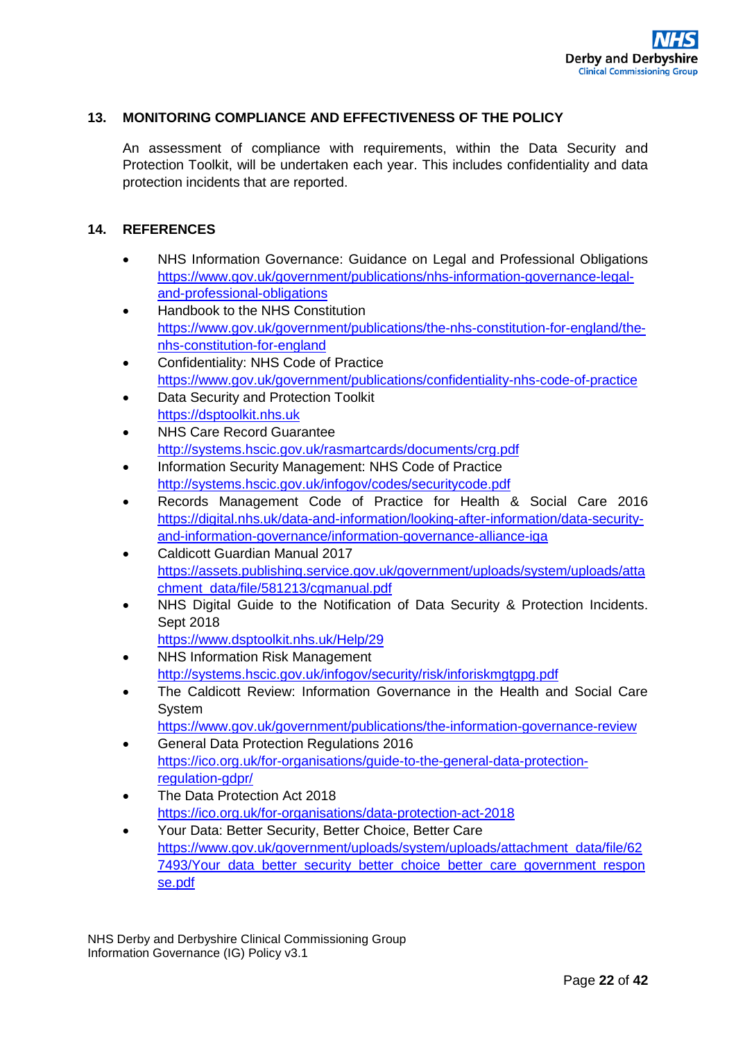## 13. MONITORING COMPLIANCE AND EFFECTIVENESS OF THE POLICY

An assessment of compliance with requirements, within the Data Security and Protection Toolkit, will be undertaken each year. This includes confidentiality and data protection incidents that are reported.

## 14. REFERENCES

- NHS Information Governance: Guidance on Legal and Professional Obligations https://www.gov.uk/government/publications/nhs-information-governance-legal-and-professional-obligations
- Handbook to the NHS Constitution https://www.gov.uk/government/publications/the-nhs-constitution-for-england/the-nhs-constitution-for-england
- Confidentiality: NHS Code of Practice https://www.gov.uk/government/publications/confidentiality-nhs-code-of-practice
- Data Security and Protection Toolkit https://dsptoolkit.nhs.uk
- NHS Care Record Guarantee http://systems.hscic.gov.uk/rasmartcards/documents/crg.pdf
- Information Security Management: NHS Code of Practice http://systems.hscic.gov.uk/infogov/codes/securitycode.pdf
- Records Management Code of Practice for Health & Social Care 2016 https://digital.nhs.uk/data-and-information/looking-after-information/data-security-and-information-governance/information-governance-alliance-iga
- Caldicott Guardian Manual 2017 https://assets.publishing.service.gov.uk/government/uploads/system/uploads/attachment_data/file/581213/cgmanual.pdf
- NHS Digital Guide to the Notification of Data Security & Protection Incidents. Sept 2018 https://www.dsptoolkit.nhs.uk/Help/29
- NHS Information Risk Management http://systems.hscic.gov.uk/infogov/security/risk/inforiskmgtgpg.pdf
- The Caldicott Review: Information Governance in the Health and Social Care System https://www.gov.uk/government/publications/the-information-governance-review
- General Data Protection Regulations 2016 https://ico.org.uk/for-organisations/guide-to-the-general-data-protection-regulation-gdpr/
- The Data Protection Act 2018 https://ico.org.uk/for-organisations/data-protection-act-2018
- Your Data: Better Security, Better Choice, Better Care https://www.gov.uk/government/uploads/system/uploads/attachment_data/file/627493/Your_data_better_security_better_choice_better_care_government_response.pdf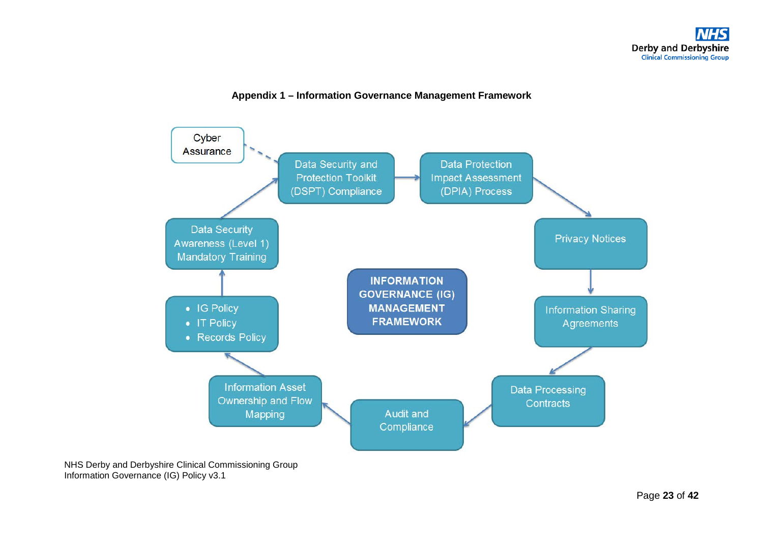**Appendix 1 – Information Governance Management Framework**

**INFORMATION GOVERNANCE (IG) MANAGEMENT FRAMEWORK**

- Cyber Assurance
- Data Security and Protection Toolkit (DSPT) Compliance
- Data Protection Impact Assessment (DPIA) Process
- Privacy Notices
- Information Sharing Agreements
- Data Processing Contracts
- Audit and Compliance
- Information Asset Ownership and Flow Mapping
- IG Policy, IT Policy, Records Policy
- Data Security Awareness (Level 1) Mandatory Training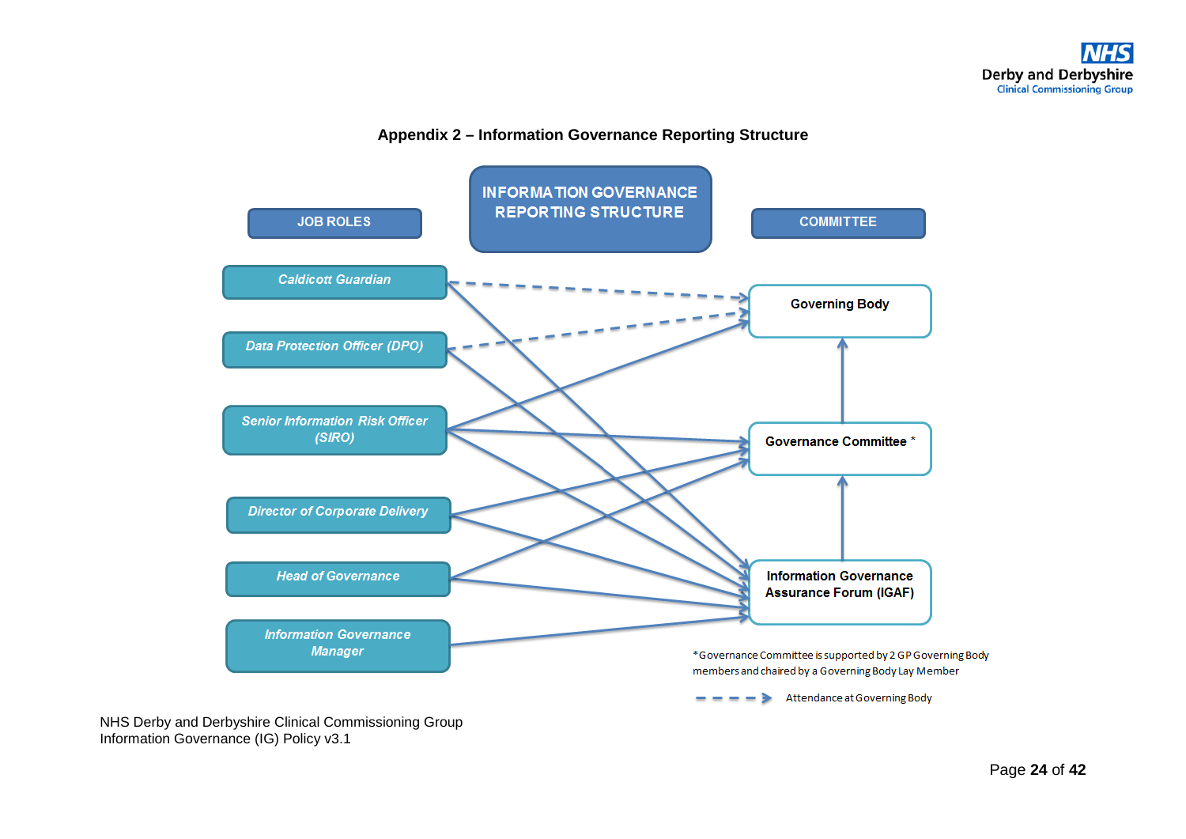## Appendix 2 – Information Governance Reporting Structure

**INFORMATION GOVERNANCE REPORTING STRUCTURE**

| JOB ROLES | COMMITTEE |
|---|---|
| *Caldicott Guardian* | Governing Body |
| *Data Protection Officer (DPO)* | Governance Committee * |
| *Senior Information Risk Officer (SIRO)* | Information Governance Assurance Forum (IGAF) |
| *Director of Corporate Delivery* | |
| *Head of Governance* | |
| *Information Governance Manager* | |

*Governance Committee is supported by 2 GP Governing Body members and chaired by a Governing Body Lay Member

- - - ➔ Attendance at Governing Body

NHS Derby and Derbyshire Clinical Commissioning Group
Information Governance (IG) Policy v3.1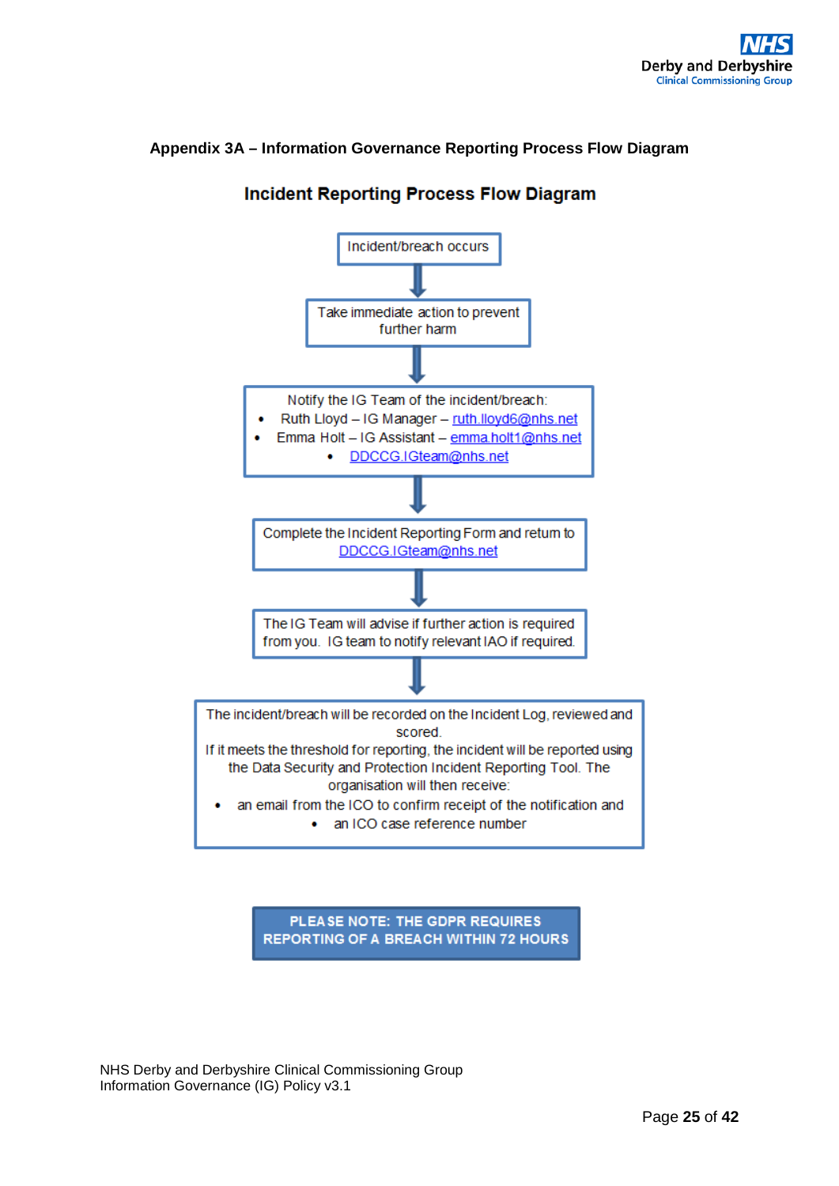## Appendix 3A – Information Governance Reporting Process Flow Diagram

### Incident Reporting Process Flow Diagram

Incident/breach occurs

↓

Take immediate action to prevent further harm

↓

Notify the IG Team of the incident/breach:

- Ruth Lloyd – IG Manager – ruth.lloyd6@nhs.net
- Emma Holt – IG Assistant – emma.holt1@nhs.net
- DDCCG.IGteam@nhs.net

↓

Complete the Incident Reporting Form and return to DDCCG.IGteam@nhs.net

↓

The IG Team will advise if further action is required from you. IG team to notify relevant IAO if required.

↓

The incident/breach will be recorded on the Incident Log, reviewed and scored.
If it meets the threshold for reporting, the incident will be reported using the Data Security and Protection Incident Reporting Tool. The organisation will then receive:

- an email from the ICO to confirm receipt of the notification and
- an ICO case reference number

**PLEASE NOTE: THE GDPR REQUIRES REPORTING OF A BREACH WITHIN 72 HOURS**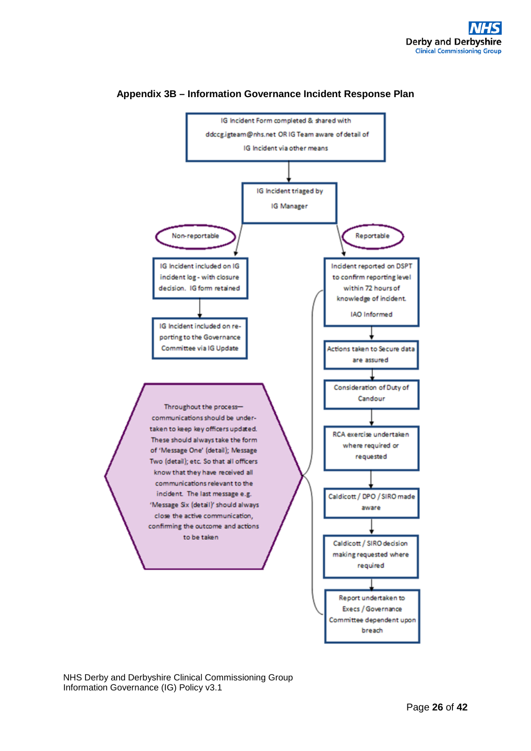## Appendix 3B – Information Governance Incident Response Plan

IG Incident Form completed & shared with ddccg.igteam@nhs.net OR IG Team aware of detail of IG Incident via other means

IG Incident triaged by IG Manager

**Non-reportable**

- IG Incident included on IG incident log - with closure decision. IG form retained
- IG Incident included on re-porting to the Governance Committee via IG Update

**Reportable**

- Incident reported on DSPT to confirm reporting level within 72 hours of knowledge of incident. IAO Informed
- Actions taken to Secure data are assured
- Consideration of Duty of Candour
- RCA exercise undertaken where required or requested
- Caldicott / DPO / SIRO made aware
- Caldicott / SIRO decision making requested where required
- Report undertaken to Execs / Governance Committee dependent upon breach

Throughout the process—communications should be under-taken to keep key officers updated. These should always take the form of 'Message One' (detail); Message Two (detail); etc. So that all officers know that they have received all communications relevant to the incident. The last message e.g. 'Message Six (detail)' should always close the active communication, confirming the outcome and actions to be taken

NHS Derby and Derbyshire Clinical Commissioning Group
Information Governance (IG) Policy v3.1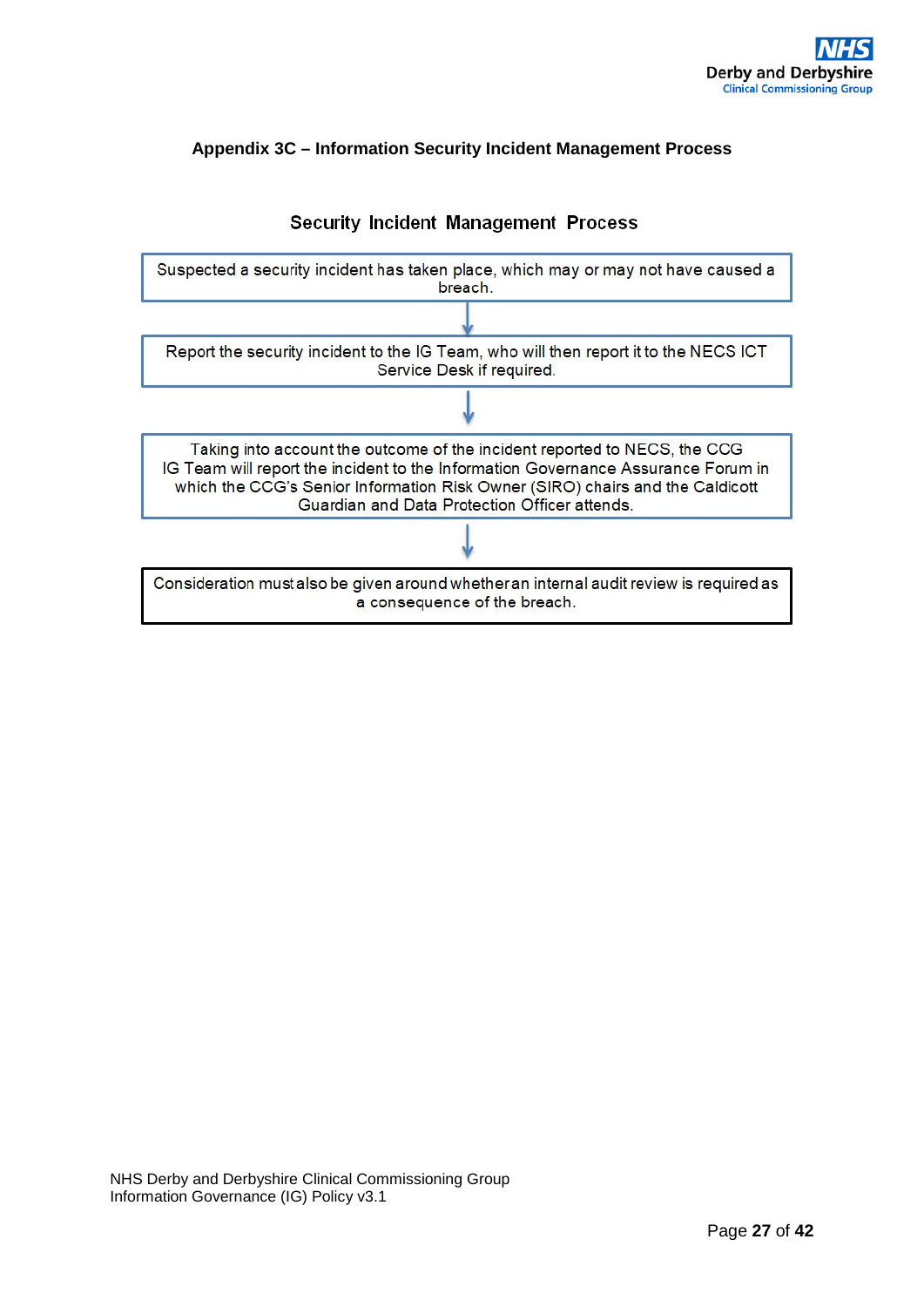## Appendix 3C – Information Security Incident Management Process

### Security Incident Management Process

Suspected a security incident has taken place, which may or may not have caused a breach.

↓

Report the security incident to the IG Team, who will then report it to the NECS ICT Service Desk if required.

↓

Taking into account the outcome of the incident reported to NECS, the CCG IG Team will report the incident to the Information Governance Assurance Forum in which the CCG's Senior Information Risk Owner (SIRO) chairs and the Caldicott Guardian and Data Protection Officer attends.

↓

Consideration must also be given around whether an internal audit review is required as a consequence of the breach.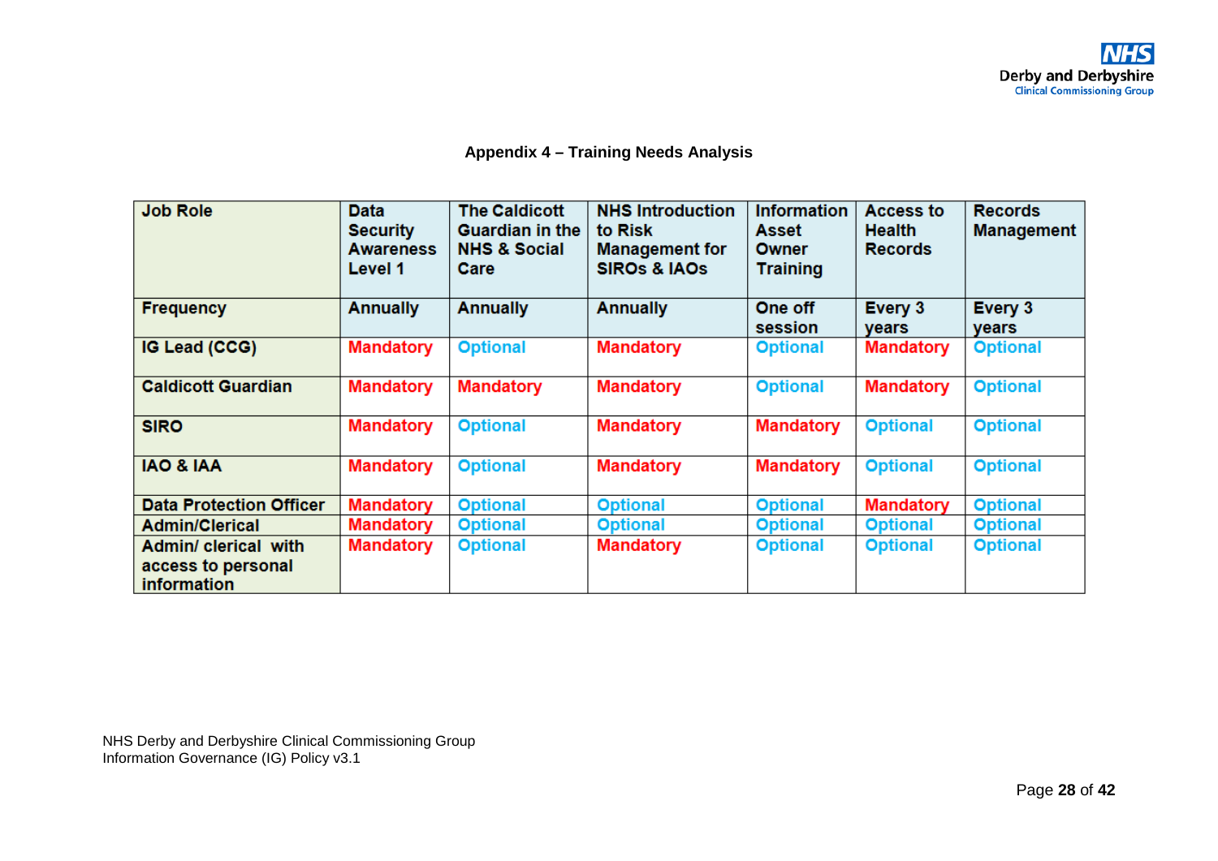## Appendix 4 – Training Needs Analysis

| Job Role | Data Security Awareness Level 1 | The Caldicott Guardian in the NHS & Social Care | NHS Introduction to Risk Management for SIROs & IAOs | Information Asset Owner Training | Access to Health Records | Records Management |
|---|---|---|---|---|---|---|
| Frequency | Annually | Annually | Annually | One off session | Every 3 years | Every 3 years |
| IG Lead (CCG) | Mandatory | Optional | Mandatory | Optional | Mandatory | Optional |
| Caldicott Guardian | Mandatory | Mandatory | Mandatory | Optional | Mandatory | Optional |
| SIRO | Mandatory | Optional | Mandatory | Mandatory | Optional | Optional |
| IAO & IAA | Mandatory | Optional | Mandatory | Mandatory | Optional | Optional |
| Data Protection Officer | Mandatory | Optional | Optional | Optional | Mandatory | Optional |
| Admin/Clerical | Mandatory | Optional | Optional | Optional | Optional | Optional |
| Admin/ clerical with access to personal information | Mandatory | Optional | Mandatory | Optional | Optional | Optional |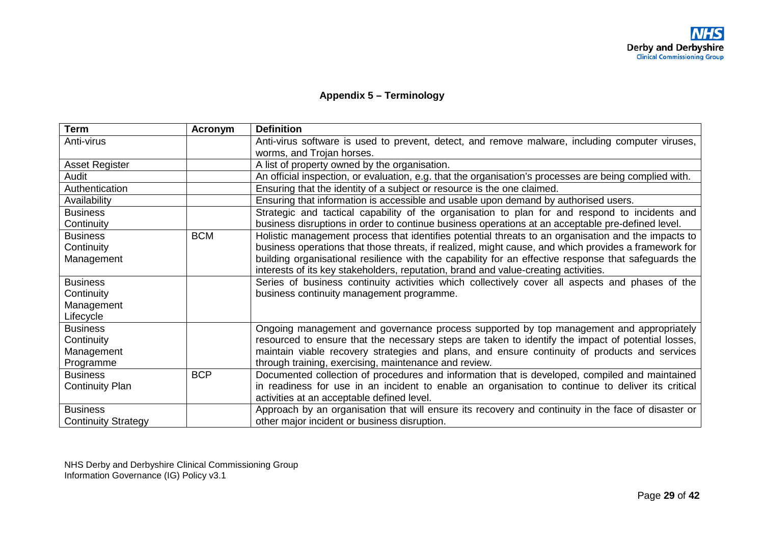## Appendix 5 – Terminology

| Term | Acronym | Definition |
|---|---|---|
| Anti-virus | | Anti-virus software is used to prevent, detect, and remove malware, including computer viruses, worms, and Trojan horses. |
| Asset Register | | A list of property owned by the organisation. |
| Audit | | An official inspection, or evaluation, e.g. that the organisation's processes are being complied with. |
| Authentication | | Ensuring that the identity of a subject or resource is the one claimed. |
| Availability | | Ensuring that information is accessible and usable upon demand by authorised users. |
| Business Continuity | | Strategic and tactical capability of the organisation to plan for and respond to incidents and business disruptions in order to continue business operations at an acceptable pre-defined level. |
| Business Continuity Management | BCM | Holistic management process that identifies potential threats to an organisation and the impacts to business operations that those threats, if realized, might cause, and which provides a framework for building organisational resilience with the capability for an effective response that safeguards the interests of its key stakeholders, reputation, brand and value-creating activities. |
| Business Continuity Management Lifecycle | | Series of business continuity activities which collectively cover all aspects and phases of the business continuity management programme. |
| Business Continuity Management Programme | | Ongoing management and governance process supported by top management and appropriately resourced to ensure that the necessary steps are taken to identify the impact of potential losses, maintain viable recovery strategies and plans, and ensure continuity of products and services through training, exercising, maintenance and review. |
| Business Continuity Plan | BCP | Documented collection of procedures and information that is developed, compiled and maintained in readiness for use in an incident to enable an organisation to continue to deliver its critical activities at an acceptable defined level. |
| Business Continuity Strategy | | Approach by an organisation that will ensure its recovery and continuity in the face of disaster or other major incident or business disruption. |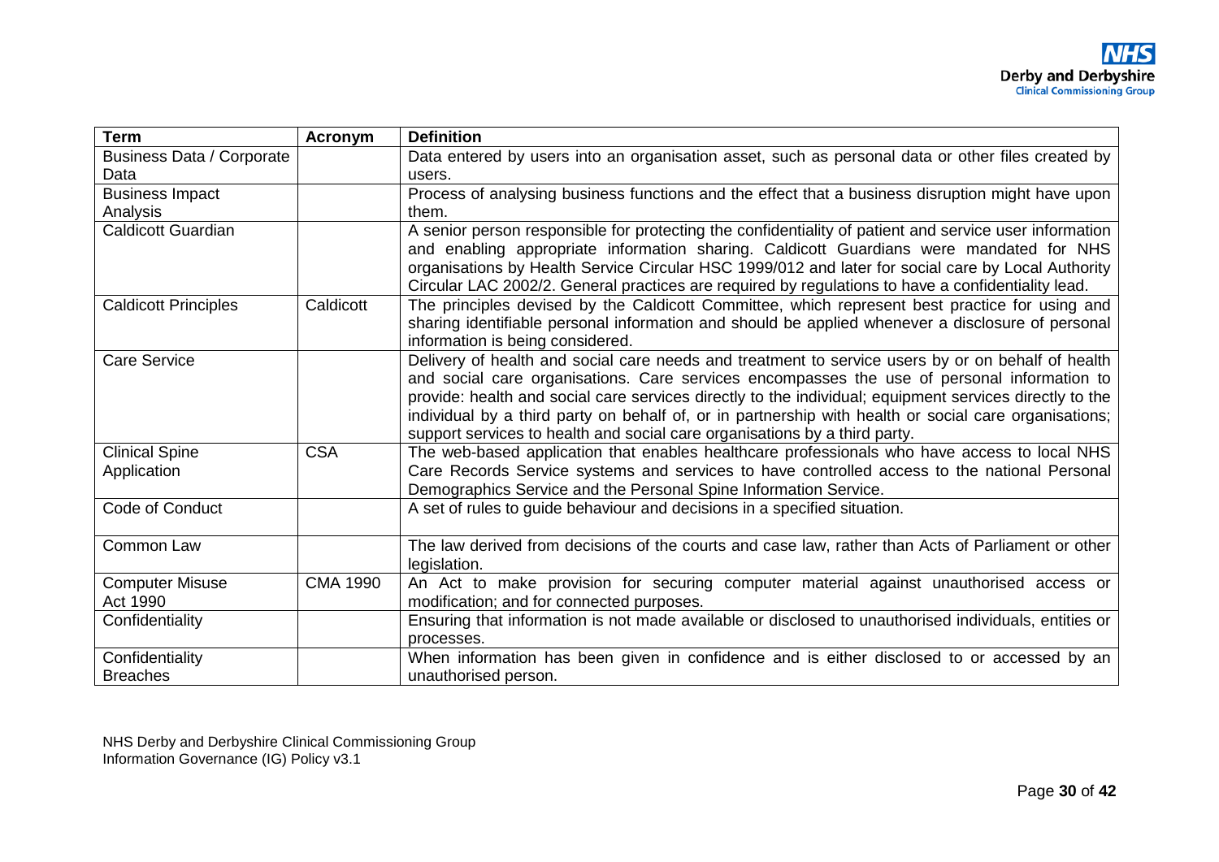| Term | Acronym | Definition |
|---|---|---|
| Business Data / Corporate Data | | Data entered by users into an organisation asset, such as personal data or other files created by users. |
| Business Impact Analysis | | Process of analysing business functions and the effect that a business disruption might have upon them. |
| Caldicott Guardian | | A senior person responsible for protecting the confidentiality of patient and service user information and enabling appropriate information sharing. Caldicott Guardians were mandated for NHS organisations by Health Service Circular HSC 1999/012 and later for social care by Local Authority Circular LAC 2002/2. General practices are required by regulations to have a confidentiality lead. |
| Caldicott Principles | Caldicott | The principles devised by the Caldicott Committee, which represent best practice for using and sharing identifiable personal information and should be applied whenever a disclosure of personal information is being considered. |
| Care Service | | Delivery of health and social care needs and treatment to service users by or on behalf of health and social care organisations. Care services encompasses the use of personal information to provide: health and social care services directly to the individual; equipment services directly to the individual by a third party on behalf of, or in partnership with health or social care organisations; support services to health and social care organisations by a third party. |
| Clinical Spine Application | CSA | The web-based application that enables healthcare professionals who have access to local NHS Care Records Service systems and services to have controlled access to the national Personal Demographics Service and the Personal Spine Information Service. |
| Code of Conduct | | A set of rules to guide behaviour and decisions in a specified situation. |
| Common Law | | The law derived from decisions of the courts and case law, rather than Acts of Parliament or other legislation. |
| Computer Misuse Act 1990 | CMA 1990 | An Act to make provision for securing computer material against unauthorised access or modification; and for connected purposes. |
| Confidentiality | | Ensuring that information is not made available or disclosed to unauthorised individuals, entities or processes. |
| Confidentiality Breaches | | When information has been given in confidence and is either disclosed to or accessed by an unauthorised person. |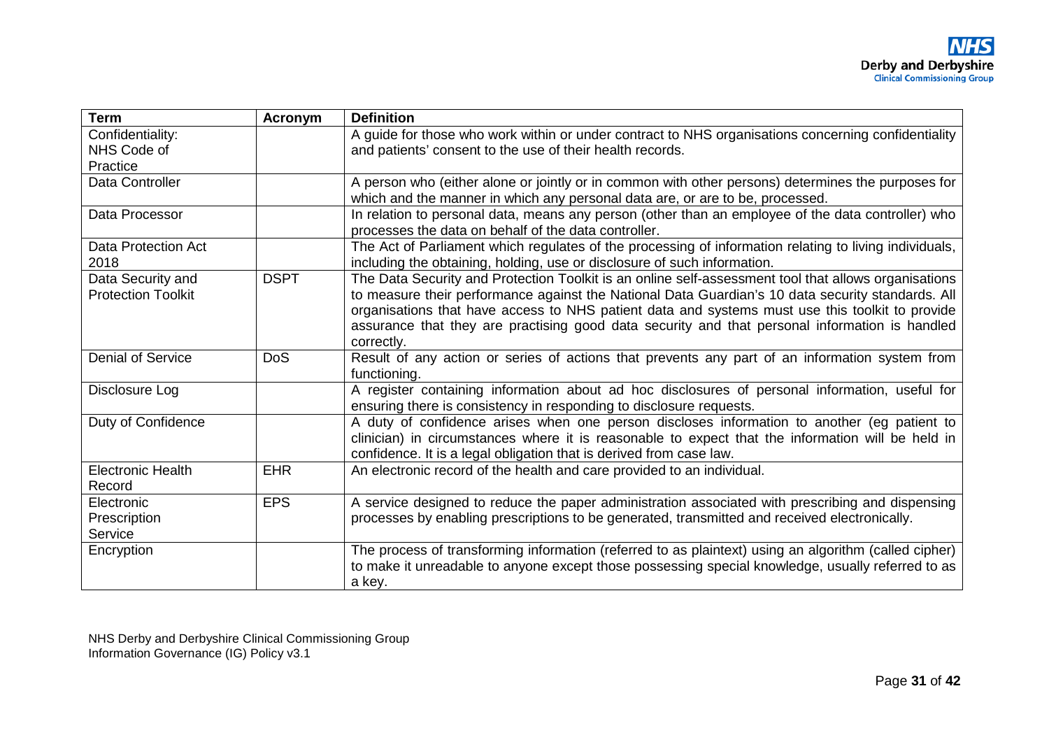| Term | Acronym | Definition |
|---|---|---|
| Confidentiality: NHS Code of Practice | | A guide for those who work within or under contract to NHS organisations concerning confidentiality and patients' consent to the use of their health records. |
| Data Controller | | A person who (either alone or jointly or in common with other persons) determines the purposes for which and the manner in which any personal data are, or are to be, processed. |
| Data Processor | | In relation to personal data, means any person (other than an employee of the data controller) who processes the data on behalf of the data controller. |
| Data Protection Act 2018 | | The Act of Parliament which regulates of the processing of information relating to living individuals, including the obtaining, holding, use or disclosure of such information. |
| Data Security and Protection Toolkit | DSPT | The Data Security and Protection Toolkit is an online self-assessment tool that allows organisations to measure their performance against the National Data Guardian's 10 data security standards. All organisations that have access to NHS patient data and systems must use this toolkit to provide assurance that they are practising good data security and that personal information is handled correctly. |
| Denial of Service | DoS | Result of any action or series of actions that prevents any part of an information system from functioning. |
| Disclosure Log | | A register containing information about ad hoc disclosures of personal information, useful for ensuring there is consistency in responding to disclosure requests. |
| Duty of Confidence | | A duty of confidence arises when one person discloses information to another (eg patient to clinician) in circumstances where it is reasonable to expect that the information will be held in confidence. It is a legal obligation that is derived from case law. |
| Electronic Health Record | EHR | An electronic record of the health and care provided to an individual. |
| Electronic Prescription Service | EPS | A service designed to reduce the paper administration associated with prescribing and dispensing processes by enabling prescriptions to be generated, transmitted and received electronically. |
| Encryption | | The process of transforming information (referred to as plaintext) using an algorithm (called cipher) to make it unreadable to anyone except those possessing special knowledge, usually referred to as a key. |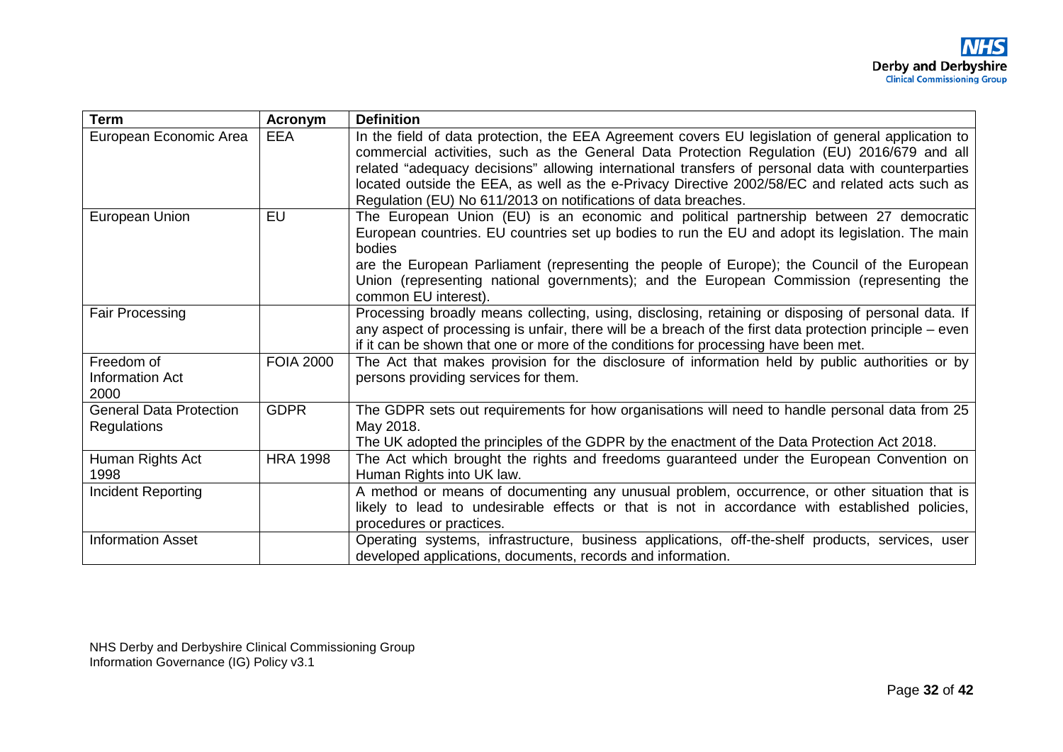| Term | Acronym | Definition |
|---|---|---|
| European Economic Area | EEA | In the field of data protection, the EEA Agreement covers EU legislation of general application to commercial activities, such as the General Data Protection Regulation (EU) 2016/679 and all related "adequacy decisions" allowing international transfers of personal data with counterparties located outside the EEA, as well as the e-Privacy Directive 2002/58/EC and related acts such as Regulation (EU) No 611/2013 on notifications of data breaches. |
| European Union | EU | The European Union (EU) is an economic and political partnership between 27 democratic European countries. EU countries set up bodies to run the EU and adopt its legislation. The main bodies are the European Parliament (representing the people of Europe); the Council of the European Union (representing national governments); and the European Commission (representing the common EU interest). |
| Fair Processing | | Processing broadly means collecting, using, disclosing, retaining or disposing of personal data. If any aspect of processing is unfair, there will be a breach of the first data protection principle – even if it can be shown that one or more of the conditions for processing have been met. |
| Freedom of Information Act 2000 | FOIA 2000 | The Act that makes provision for the disclosure of information held by public authorities or by persons providing services for them. |
| General Data Protection Regulations | GDPR | The GDPR sets out requirements for how organisations will need to handle personal data from 25 May 2018.<br>The UK adopted the principles of the GDPR by the enactment of the Data Protection Act 2018. |
| Human Rights Act 1998 | HRA 1998 | The Act which brought the rights and freedoms guaranteed under the European Convention on Human Rights into UK law. |
| Incident Reporting | | A method or means of documenting any unusual problem, occurrence, or other situation that is likely to lead to undesirable effects or that is not in accordance with established policies, procedures or practices. |
| Information Asset | | Operating systems, infrastructure, business applications, off-the-shelf products, services, user developed applications, documents, records and information. |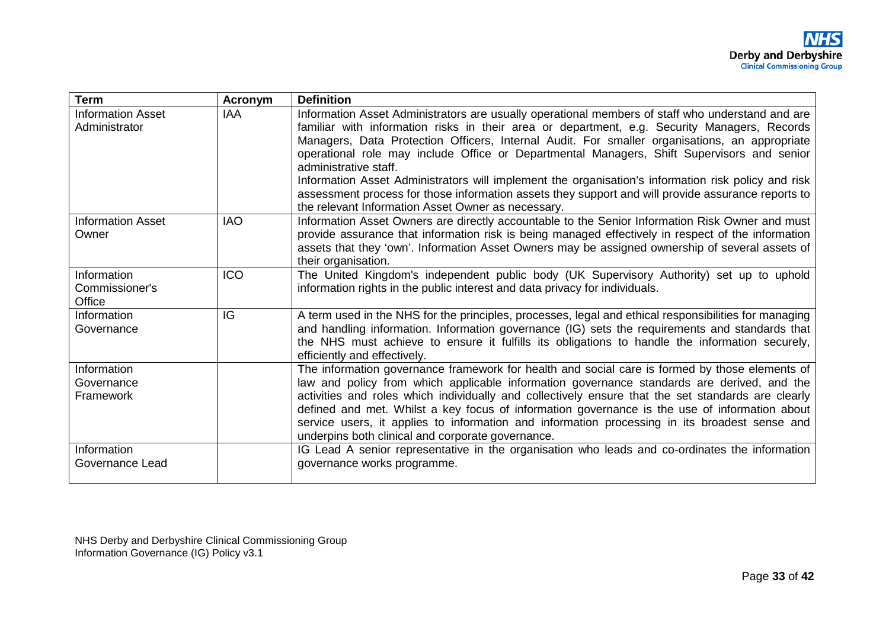| Term | Acronym | Definition |
|---|---|---|
| Information Asset Administrator | IAA | Information Asset Administrators are usually operational members of staff who understand and are familiar with information risks in their area or department, e.g. Security Managers, Records Managers, Data Protection Officers, Internal Audit. For smaller organisations, an appropriate operational role may include Office or Departmental Managers, Shift Supervisors and senior administrative staff.<br>Information Asset Administrators will implement the organisation's information risk policy and risk assessment process for those information assets they support and will provide assurance reports to the relevant Information Asset Owner as necessary. |
| Information Asset Owner | IAO | Information Asset Owners are directly accountable to the Senior Information Risk Owner and must provide assurance that information risk is being managed effectively in respect of the information assets that they 'own'. Information Asset Owners may be assigned ownership of several assets of their organisation. |
| Information Commissioner's Office | ICO | The United Kingdom's independent public body (UK Supervisory Authority) set up to uphold information rights in the public interest and data privacy for individuals. |
| Information Governance | IG | A term used in the NHS for the principles, processes, legal and ethical responsibilities for managing and handling information. Information governance (IG) sets the requirements and standards that the NHS must achieve to ensure it fulfills its obligations to handle the information securely, efficiently and effectively. |
| Information Governance Framework | | The information governance framework for health and social care is formed by those elements of law and policy from which applicable information governance standards are derived, and the activities and roles which individually and collectively ensure that the set standards are clearly defined and met. Whilst a key focus of information governance is the use of information about service users, it applies to information and information processing in its broadest sense and underpins both clinical and corporate governance. |
| Information Governance Lead | | IG Lead A senior representative in the organisation who leads and co-ordinates the information governance works programme. |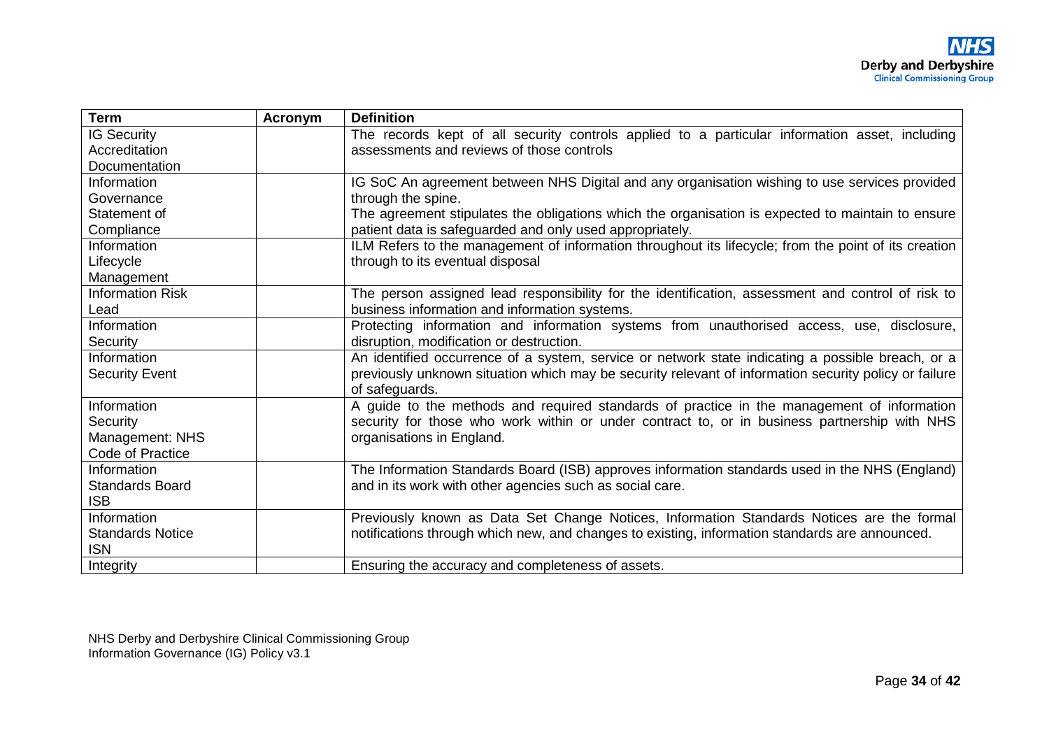| Term | Acronym | Definition |
|---|---|---|
| IG Security Accreditation Documentation | | The records kept of all security controls applied to a particular information asset, including assessments and reviews of those controls |
| Information Governance Statement of Compliance | | IG SoC An agreement between NHS Digital and any organisation wishing to use services provided through the spine. The agreement stipulates the obligations which the organisation is expected to maintain to ensure patient data is safeguarded and only used appropriately. |
| Information Lifecycle Management | | ILM Refers to the management of information throughout its lifecycle; from the point of its creation through to its eventual disposal |
| Information Risk Lead | | The person assigned lead responsibility for the identification, assessment and control of risk to business information and information systems. |
| Information Security | | Protecting information and information systems from unauthorised access, use, disclosure, disruption, modification or destruction. |
| Information Security Event | | An identified occurrence of a system, service or network state indicating a possible breach, or a previously unknown situation which may be security relevant of information security policy or failure of safeguards. |
| Information Security Management: NHS Code of Practice | | A guide to the methods and required standards of practice in the management of information security for those who work within or under contract to, or in business partnership with NHS organisations in England. |
| Information Standards Board ISB | | The Information Standards Board (ISB) approves information standards used in the NHS (England) and in its work with other agencies such as social care. |
| Information Standards Notice ISN | | Previously known as Data Set Change Notices, Information Standards Notices are the formal notifications through which new, and changes to existing, information standards are announced. |
| Integrity | | Ensuring the accuracy and completeness of assets. |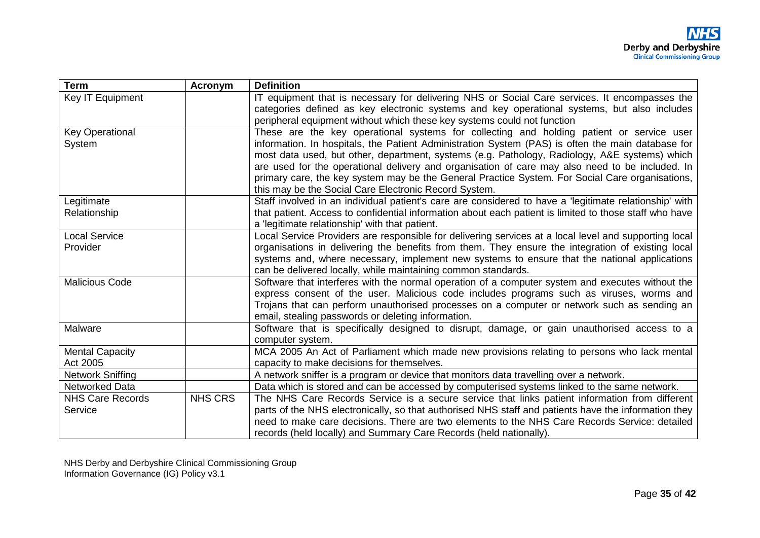| Term | Acronym | Definition |
|---|---|---|
| Key IT Equipment | | IT equipment that is necessary for delivering NHS or Social Care services. It encompasses the categories defined as key electronic systems and key operational systems, but also includes peripheral equipment without which these key systems could not function |
| Key Operational System | | These are the key operational systems for collecting and holding patient or service user information. In hospitals, the Patient Administration System (PAS) is often the main database for most data used, but other, department, systems (e.g. Pathology, Radiology, A&E systems) which are used for the operational delivery and organisation of care may also need to be included. In primary care, the key system may be the General Practice System. For Social Care organisations, this may be the Social Care Electronic Record System. |
| Legitimate Relationship | | Staff involved in an individual patient's care are considered to have a 'legitimate relationship' with that patient. Access to confidential information about each patient is limited to those staff who have a 'legitimate relationship' with that patient. |
| Local Service Provider | | Local Service Providers are responsible for delivering services at a local level and supporting local organisations in delivering the benefits from them. They ensure the integration of existing local systems and, where necessary, implement new systems to ensure that the national applications can be delivered locally, while maintaining common standards. |
| Malicious Code | | Software that interferes with the normal operation of a computer system and executes without the express consent of the user. Malicious code includes programs such as viruses, worms and Trojans that can perform unauthorised processes on a computer or network such as sending an email, stealing passwords or deleting information. |
| Malware | | Software that is specifically designed to disrupt, damage, or gain unauthorised access to a computer system. |
| Mental Capacity Act 2005 | | MCA 2005 An Act of Parliament which made new provisions relating to persons who lack mental capacity to make decisions for themselves. |
| Network Sniffing | | A network sniffer is a program or device that monitors data travelling over a network. |
| Networked Data | | Data which is stored and can be accessed by computerised systems linked to the same network. |
| NHS Care Records Service | NHS CRS | The NHS Care Records Service is a secure service that links patient information from different parts of the NHS electronically, so that authorised NHS staff and patients have the information they need to make care decisions. There are two elements to the NHS Care Records Service: detailed records (held locally) and Summary Care Records (held nationally). |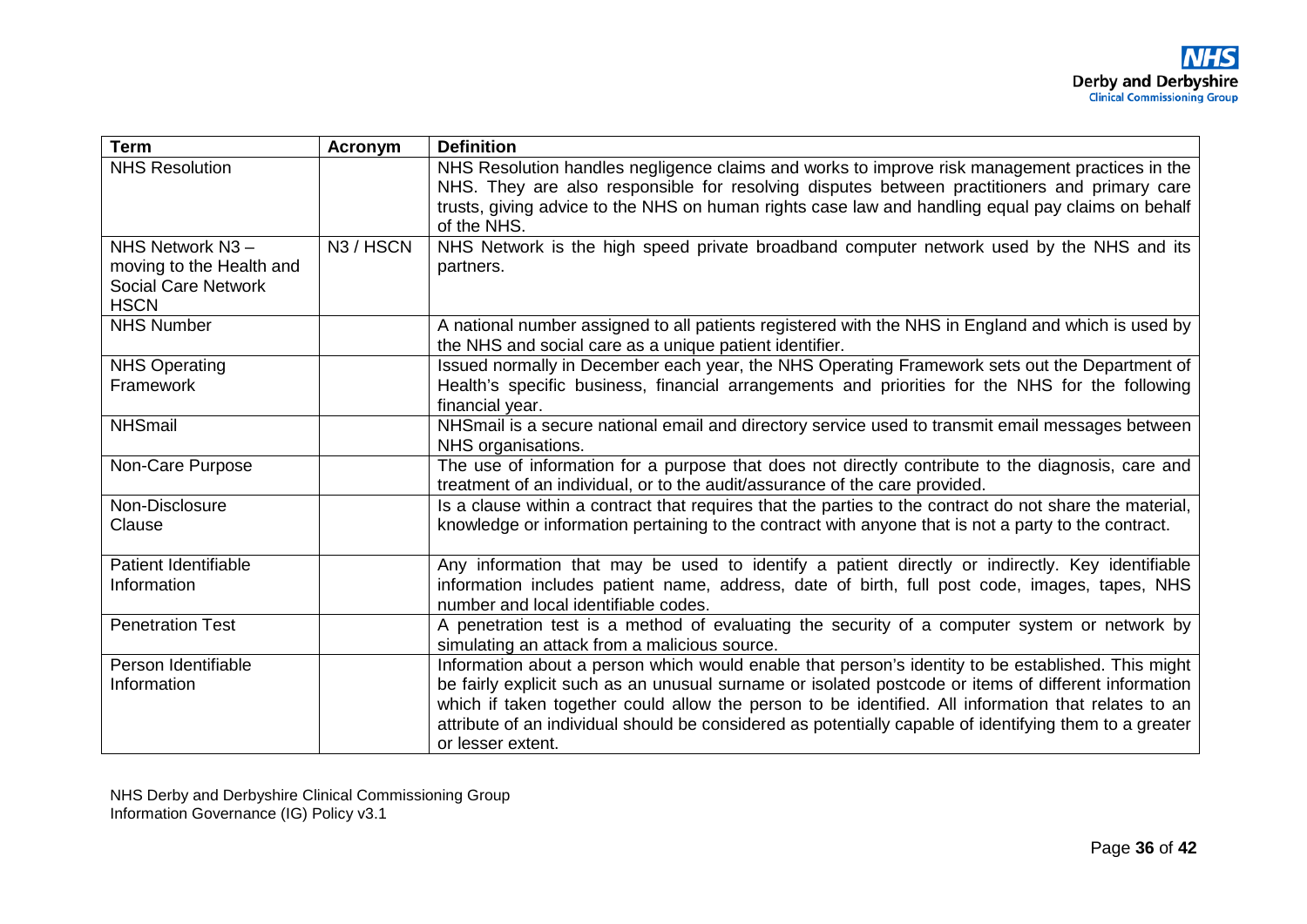| Term | Acronym | Definition |
|---|---|---|
| NHS Resolution | | NHS Resolution handles negligence claims and works to improve risk management practices in the NHS. They are also responsible for resolving disputes between practitioners and primary care trusts, giving advice to the NHS on human rights case law and handling equal pay claims on behalf of the NHS. |
| NHS Network N3 – moving to the Health and Social Care Network HSCN | N3 / HSCN | NHS Network is the high speed private broadband computer network used by the NHS and its partners. |
| NHS Number | | A national number assigned to all patients registered with the NHS in England and which is used by the NHS and social care as a unique patient identifier. |
| NHS Operating Framework | | Issued normally in December each year, the NHS Operating Framework sets out the Department of Health's specific business, financial arrangements and priorities for the NHS for the following financial year. |
| NHSmail | | NHSmail is a secure national email and directory service used to transmit email messages between NHS organisations. |
| Non-Care Purpose | | The use of information for a purpose that does not directly contribute to the diagnosis, care and treatment of an individual, or to the audit/assurance of the care provided. |
| Non-Disclosure Clause | | Is a clause within a contract that requires that the parties to the contract do not share the material, knowledge or information pertaining to the contract with anyone that is not a party to the contract. |
| Patient Identifiable Information | | Any information that may be used to identify a patient directly or indirectly. Key identifiable information includes patient name, address, date of birth, full post code, images, tapes, NHS number and local identifiable codes. |
| Penetration Test | | A penetration test is a method of evaluating the security of a computer system or network by simulating an attack from a malicious source. |
| Person Identifiable Information | | Information about a person which would enable that person's identity to be established. This might be fairly explicit such as an unusual surname or isolated postcode or items of different information which if taken together could allow the person to be identified. All information that relates to an attribute of an individual should be considered as potentially capable of identifying them to a greater or lesser extent. |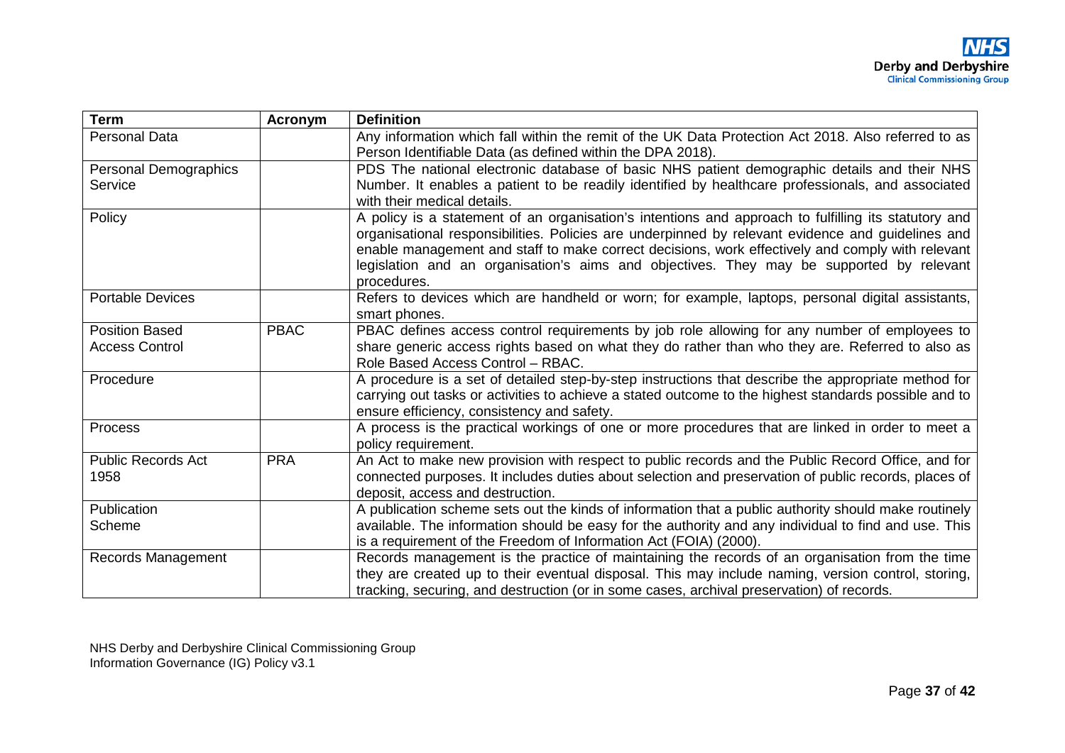| Term | Acronym | Definition |
| --- | --- | --- |
| Personal Data | | Any information which fall within the remit of the UK Data Protection Act 2018. Also referred to as Person Identifiable Data (as defined within the DPA 2018). |
| Personal Demographics Service | | PDS The national electronic database of basic NHS patient demographic details and their NHS Number. It enables a patient to be readily identified by healthcare professionals, and associated with their medical details. |
| Policy | | A policy is a statement of an organisation's intentions and approach to fulfilling its statutory and organisational responsibilities. Policies are underpinned by relevant evidence and guidelines and enable management and staff to make correct decisions, work effectively and comply with relevant legislation and an organisation's aims and objectives. They may be supported by relevant procedures. |
| Portable Devices | | Refers to devices which are handheld or worn; for example, laptops, personal digital assistants, smart phones. |
| Position Based Access Control | PBAC | PBAC defines access control requirements by job role allowing for any number of employees to share generic access rights based on what they do rather than who they are. Referred to also as Role Based Access Control – RBAC. |
| Procedure | | A procedure is a set of detailed step-by-step instructions that describe the appropriate method for carrying out tasks or activities to achieve a stated outcome to the highest standards possible and to ensure efficiency, consistency and safety. |
| Process | | A process is the practical workings of one or more procedures that are linked in order to meet a policy requirement. |
| Public Records Act 1958 | PRA | An Act to make new provision with respect to public records and the Public Record Office, and for connected purposes. It includes duties about selection and preservation of public records, places of deposit, access and destruction. |
| Publication Scheme | | A publication scheme sets out the kinds of information that a public authority should make routinely available. The information should be easy for the authority and any individual to find and use. This is a requirement of the Freedom of Information Act (FOIA) (2000). |
| Records Management | | Records management is the practice of maintaining the records of an organisation from the time they are created up to their eventual disposal. This may include naming, version control, storing, tracking, securing, and destruction (or in some cases, archival preservation) of records. |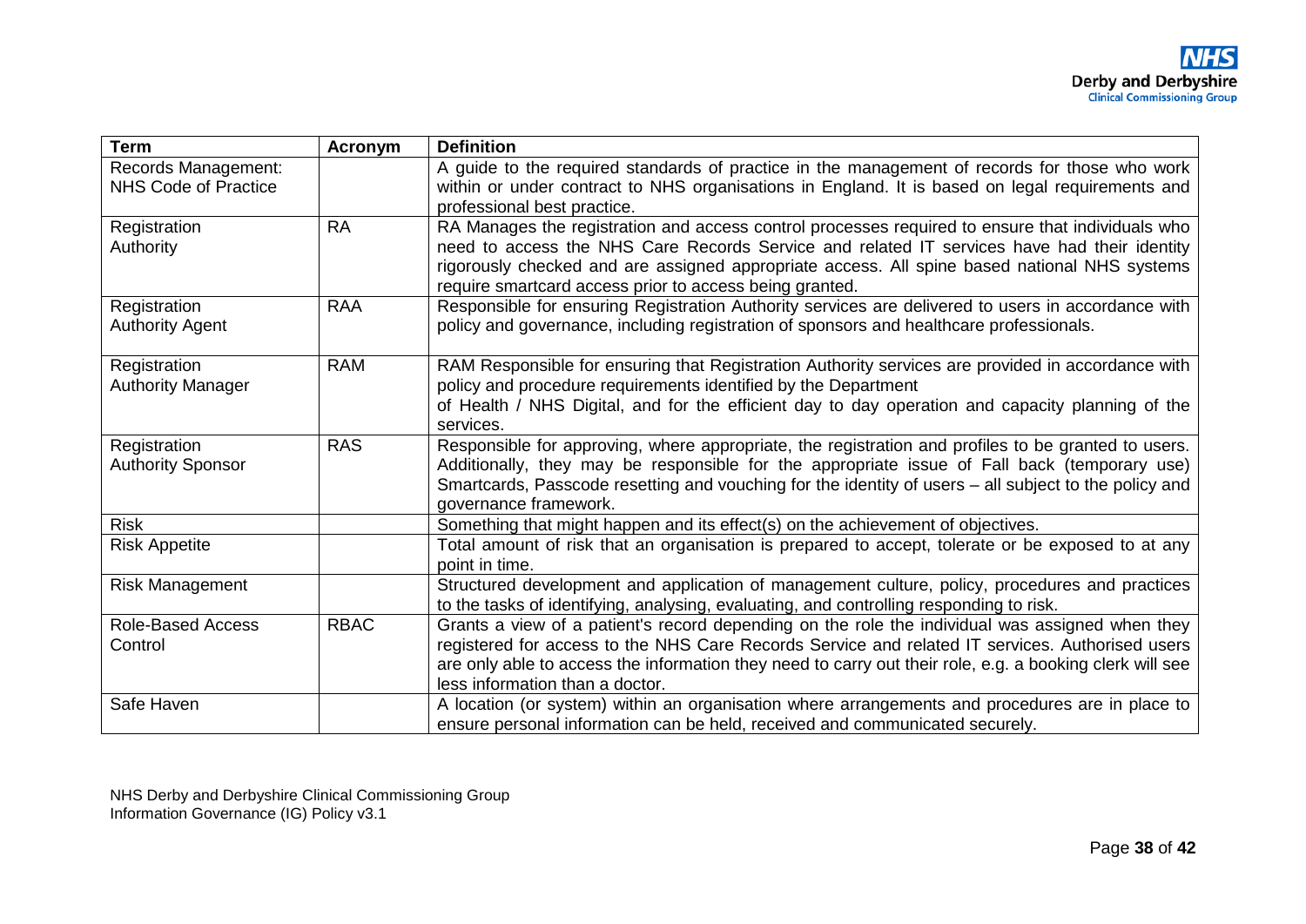| Term | Acronym | Definition |
|---|---|---|
| Records Management: NHS Code of Practice | | A guide to the required standards of practice in the management of records for those who work within or under contract to NHS organisations in England. It is based on legal requirements and professional best practice. |
| Registration Authority | RA | RA Manages the registration and access control processes required to ensure that individuals who need to access the NHS Care Records Service and related IT services have had their identity rigorously checked and are assigned appropriate access. All spine based national NHS systems require smartcard access prior to access being granted. |
| Registration Authority Agent | RAA | Responsible for ensuring Registration Authority services are delivered to users in accordance with policy and governance, including registration of sponsors and healthcare professionals. |
| Registration Authority Manager | RAM | RAM Responsible for ensuring that Registration Authority services are provided in accordance with policy and procedure requirements identified by the Department of Health / NHS Digital, and for the efficient day to day operation and capacity planning of the services. |
| Registration Authority Sponsor | RAS | Responsible for approving, where appropriate, the registration and profiles to be granted to users. Additionally, they may be responsible for the appropriate issue of Fall back (temporary use) Smartcards, Passcode resetting and vouching for the identity of users – all subject to the policy and governance framework. |
| Risk | | Something that might happen and its effect(s) on the achievement of objectives. |
| Risk Appetite | | Total amount of risk that an organisation is prepared to accept, tolerate or be exposed to at any point in time. |
| Risk Management | | Structured development and application of management culture, policy, procedures and practices to the tasks of identifying, analysing, evaluating, and controlling responding to risk. |
| Role-Based Access Control | RBAC | Grants a view of a patient's record depending on the role the individual was assigned when they registered for access to the NHS Care Records Service and related IT services. Authorised users are only able to access the information they need to carry out their role, e.g. a booking clerk will see less information than a doctor. |
| Safe Haven | | A location (or system) within an organisation where arrangements and procedures are in place to ensure personal information can be held, received and communicated securely. |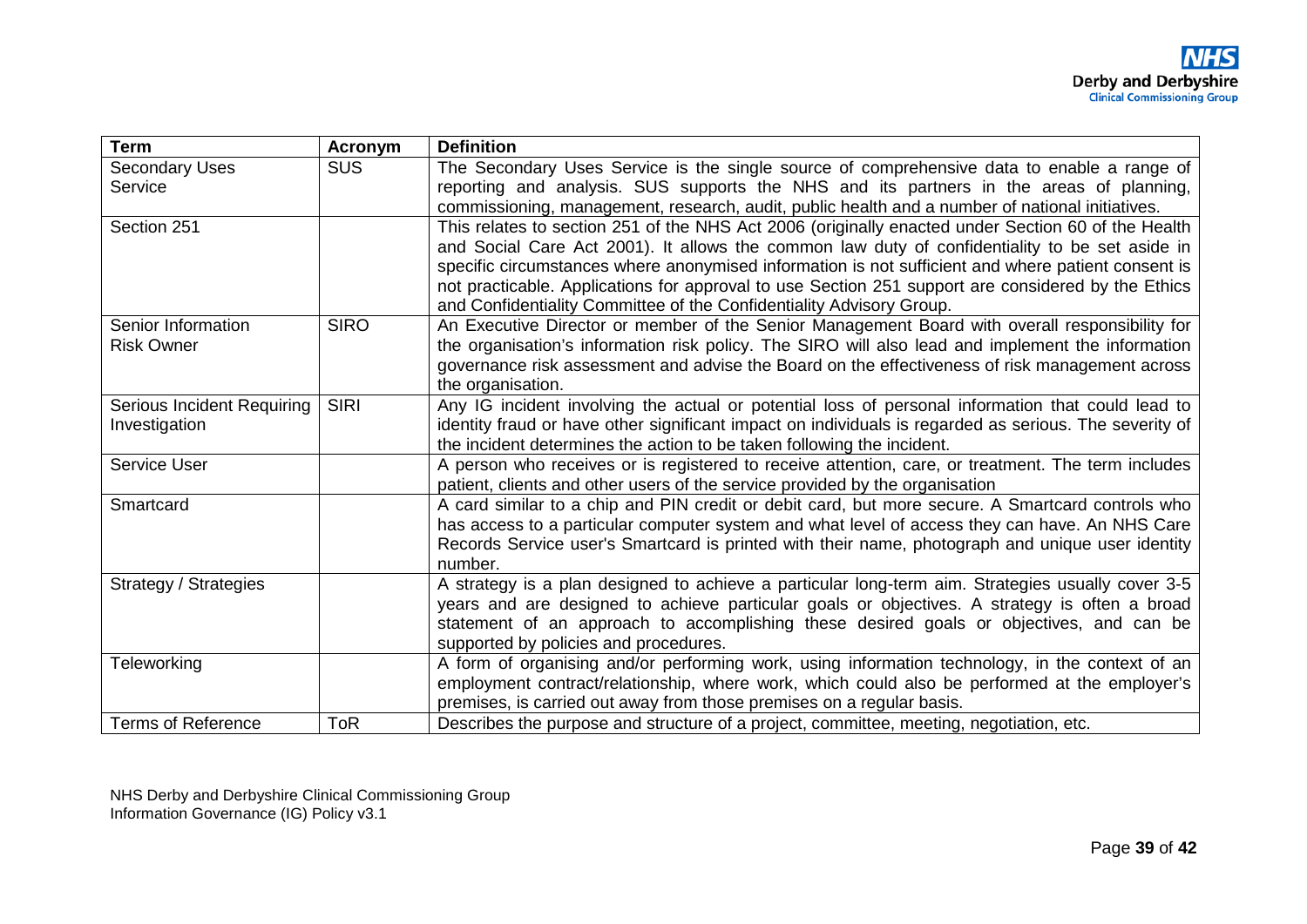| Term | Acronym | Definition |
|---|---|---|
| Secondary Uses Service | SUS | The Secondary Uses Service is the single source of comprehensive data to enable a range of reporting and analysis. SUS supports the NHS and its partners in the areas of planning, commissioning, management, research, audit, public health and a number of national initiatives. |
| Section 251 | | This relates to section 251 of the NHS Act 2006 (originally enacted under Section 60 of the Health and Social Care Act 2001). It allows the common law duty of confidentiality to be set aside in specific circumstances where anonymised information is not sufficient and where patient consent is not practicable. Applications for approval to use Section 251 support are considered by the Ethics and Confidentiality Committee of the Confidentiality Advisory Group. |
| Senior Information Risk Owner | SIRO | An Executive Director or member of the Senior Management Board with overall responsibility for the organisation's information risk policy. The SIRO will also lead and implement the information governance risk assessment and advise the Board on the effectiveness of risk management across the organisation. |
| Serious Incident Requiring Investigation | SIRI | Any IG incident involving the actual or potential loss of personal information that could lead to identity fraud or have other significant impact on individuals is regarded as serious. The severity of the incident determines the action to be taken following the incident. |
| Service User | | A person who receives or is registered to receive attention, care, or treatment. The term includes patient, clients and other users of the service provided by the organisation |
| Smartcard | | A card similar to a chip and PIN credit or debit card, but more secure. A Smartcard controls who has access to a particular computer system and what level of access they can have. An NHS Care Records Service user's Smartcard is printed with their name, photograph and unique user identity number. |
| Strategy / Strategies | | A strategy is a plan designed to achieve a particular long-term aim. Strategies usually cover 3-5 years and are designed to achieve particular goals or objectives. A strategy is often a broad statement of an approach to accomplishing these desired goals or objectives, and can be supported by policies and procedures. |
| Teleworking | | A form of organising and/or performing work, using information technology, in the context of an employment contract/relationship, where work, which could also be performed at the employer's premises, is carried out away from those premises on a regular basis. |
| Terms of Reference | ToR | Describes the purpose and structure of a project, committee, meeting, negotiation, etc. |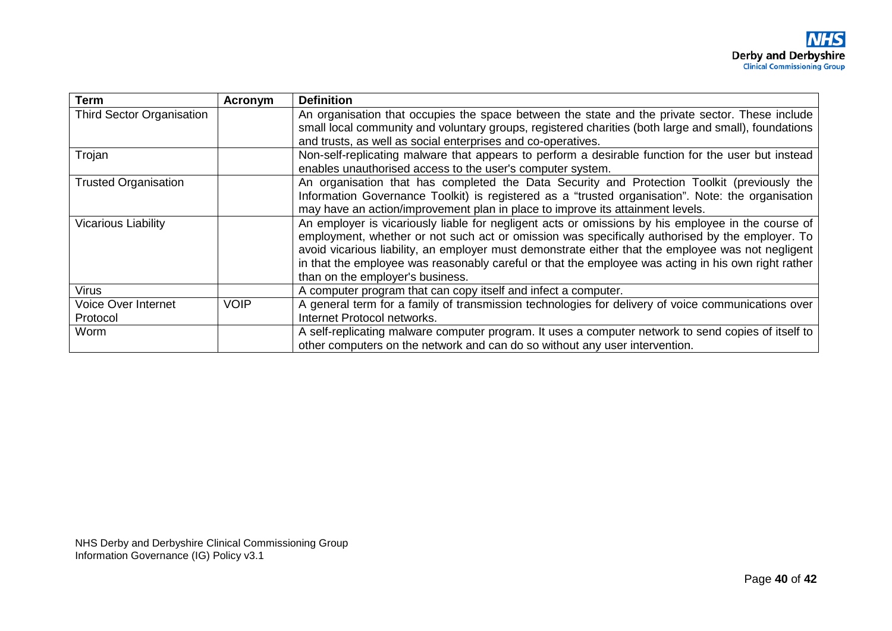| Term | Acronym | Definition |
|---|---|---|
| Third Sector Organisation | | An organisation that occupies the space between the state and the private sector. These include small local community and voluntary groups, registered charities (both large and small), foundations and trusts, as well as social enterprises and co-operatives. |
| Trojan | | Non-self-replicating malware that appears to perform a desirable function for the user but instead enables unauthorised access to the user's computer system. |
| Trusted Organisation | | An organisation that has completed the Data Security and Protection Toolkit (previously the Information Governance Toolkit) is registered as a "trusted organisation". Note: the organisation may have an action/improvement plan in place to improve its attainment levels. |
| Vicarious Liability | | An employer is vicariously liable for negligent acts or omissions by his employee in the course of employment, whether or not such act or omission was specifically authorised by the employer. To avoid vicarious liability, an employer must demonstrate either that the employee was not negligent in that the employee was reasonably careful or that the employee was acting in his own right rather than on the employer's business. |
| Virus | | A computer program that can copy itself and infect a computer. |
| Voice Over Internet Protocol | VOIP | A general term for a family of transmission technologies for delivery of voice communications over Internet Protocol networks. |
| Worm | | A self-replicating malware computer program. It uses a computer network to send copies of itself to other computers on the network and can do so without any user intervention. |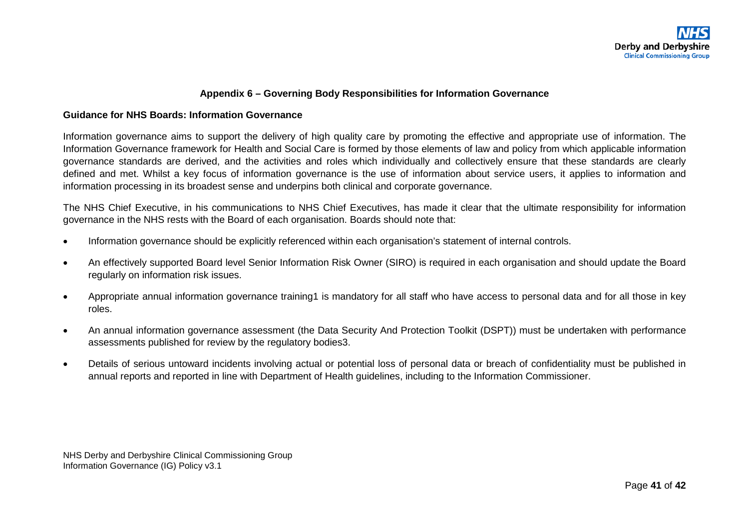### Appendix 6 – Governing Body Responsibilities for Information Governance

**Guidance for NHS Boards: Information Governance**

Information governance aims to support the delivery of high quality care by promoting the effective and appropriate use of information. The Information Governance framework for Health and Social Care is formed by those elements of law and policy from which applicable information governance standards are derived, and the activities and roles which individually and collectively ensure that these standards are clearly defined and met. Whilst a key focus of information governance is the use of information about service users, it applies to information and information processing in its broadest sense and underpins both clinical and corporate governance.

The NHS Chief Executive, in his communications to NHS Chief Executives, has made it clear that the ultimate responsibility for information governance in the NHS rests with the Board of each organisation. Boards should note that:

- Information governance should be explicitly referenced within each organisation's statement of internal controls.
- An effectively supported Board level Senior Information Risk Owner (SIRO) is required in each organisation and should update the Board regularly on information risk issues.
- Appropriate annual information governance training[1] is mandatory for all staff who have access to personal data and for all those in key roles.
- An annual information governance assessment (the Data Security And Protection Toolkit (DSPT)) must be undertaken with performance assessments published for review by the regulatory bodies[3].
- Details of serious untoward incidents involving actual or potential loss of personal data or breach of confidentiality must be published in annual reports and reported in line with Department of Health guidelines, including to the Information Commissioner.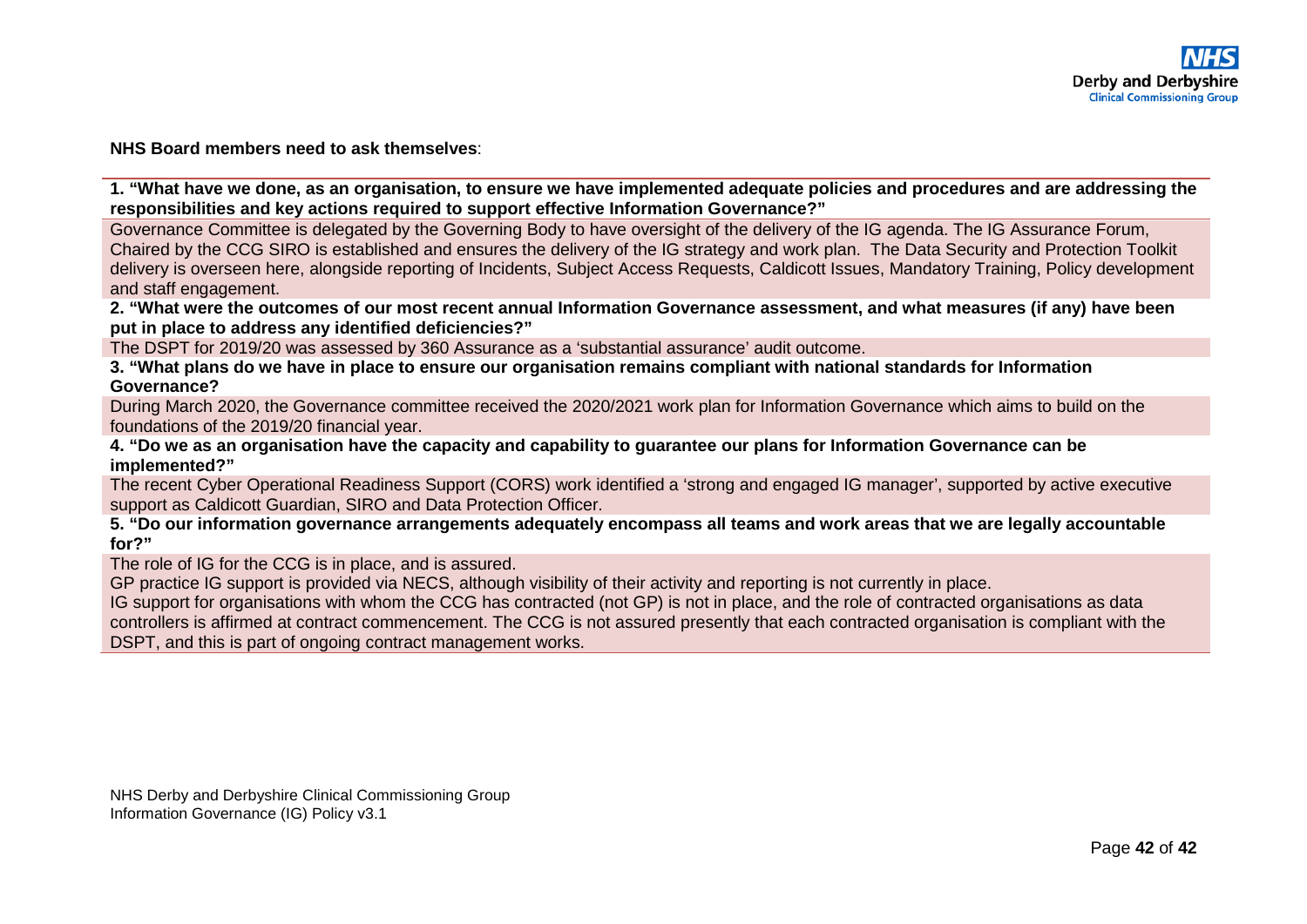**NHS Board members need to ask themselves**:

**1. "What have we done, as an organisation, to ensure we have implemented adequate policies and procedures and are addressing the responsibilities and key actions required to support effective Information Governance?"**

Governance Committee is delegated by the Governing Body to have oversight of the delivery of the IG agenda. The IG Assurance Forum, Chaired by the CCG SIRO is established and ensures the delivery of the IG strategy and work plan. The Data Security and Protection Toolkit delivery is overseen here, alongside reporting of Incidents, Subject Access Requests, Caldicott Issues, Mandatory Training, Policy development and staff engagement.

**2. "What were the outcomes of our most recent annual Information Governance assessment, and what measures (if any) have been put in place to address any identified deficiencies?"**

The DSPT for 2019/20 was assessed by 360 Assurance as a 'substantial assurance' audit outcome.

**3. "What plans do we have in place to ensure our organisation remains compliant with national standards for Information Governance?**

During March 2020, the Governance committee received the 2020/2021 work plan for Information Governance which aims to build on the foundations of the 2019/20 financial year.

**4. "Do we as an organisation have the capacity and capability to guarantee our plans for Information Governance can be implemented?"**

The recent Cyber Operational Readiness Support (CORS) work identified a 'strong and engaged IG manager', supported by active executive support as Caldicott Guardian, SIRO and Data Protection Officer.

**5. "Do our information governance arrangements adequately encompass all teams and work areas that we are legally accountable for?"**

The role of IG for the CCG is in place, and is assured.

GP practice IG support is provided via NECS, although visibility of their activity and reporting is not currently in place.

IG support for organisations with whom the CCG has contracted (not GP) is not in place, and the role of contracted organisations as data controllers is affirmed at contract commencement. The CCG is not assured presently that each contracted organisation is compliant with the DSPT, and this is part of ongoing contract management works.

NHS Derby and Derbyshire Clinical Commissioning Group
Information Governance (IG) Policy v3.1